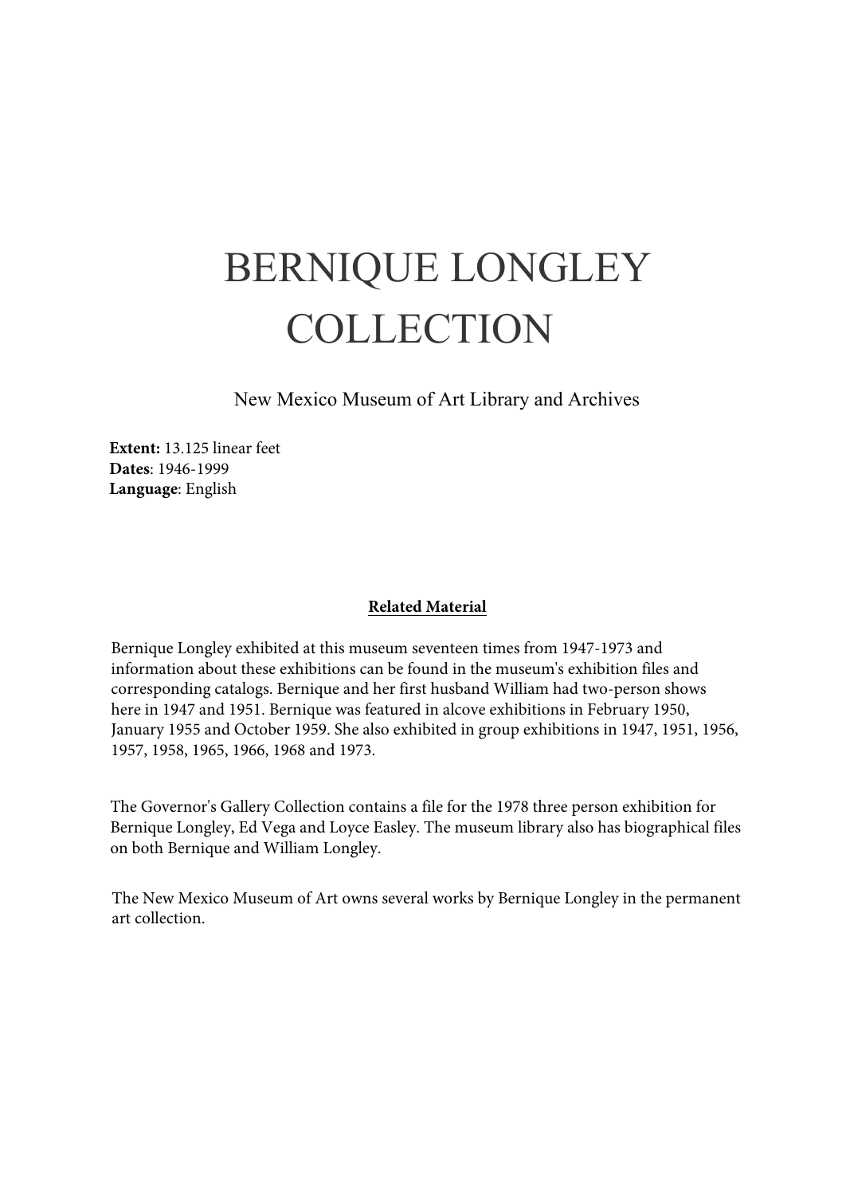# BERNIQUE LONGLEY COLLECTION

New Mexico Museum of Art Library and Archives

**Extent:** 13.125 linear feet
**Dates**: 1946-1999
**Language**: English

## Related Material

Bernique Longley exhibited at this museum seventeen times from 1947-1973 and information about these exhibitions can be found in the museum's exhibition files and corresponding catalogs. Bernique and her first husband William had two-person shows here in 1947 and 1951. Bernique was featured in alcove exhibitions in February 1950, January 1955 and October 1959. She also exhibited in group exhibitions in 1947, 1951, 1956, 1957, 1958, 1965, 1966, 1968 and 1973.

The Governor's Gallery Collection contains a file for the 1978 three person exhibition for Bernique Longley, Ed Vega and Loyce Easley. The museum library also has biographical files on both Bernique and William Longley.

The New Mexico Museum of Art owns several works by Bernique Longley in the permanent art collection.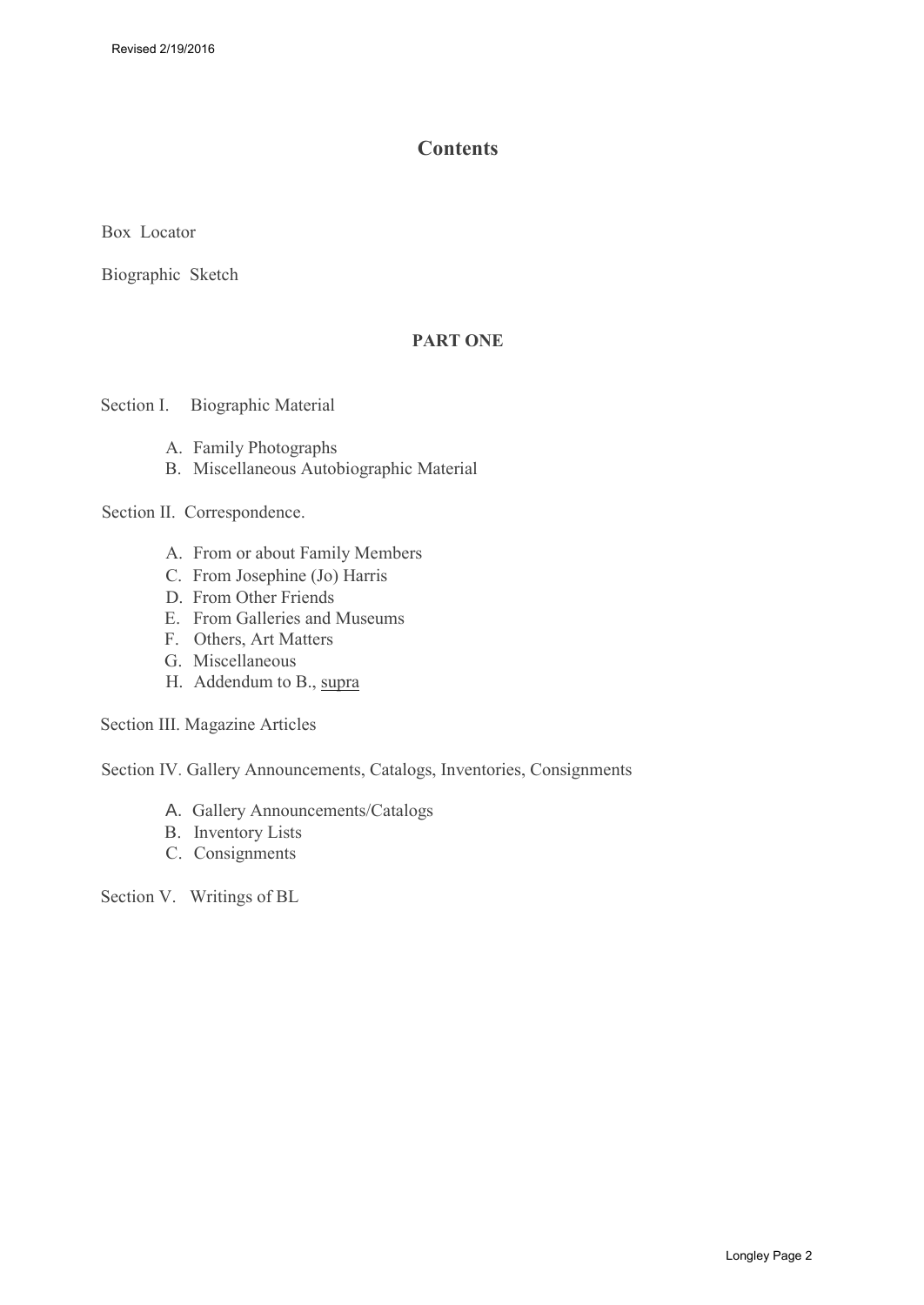# Contents

Box Locator

Biographic Sketch

## PART ONE

Section I. Biographic Material

- A. Family Photographs
- B. Miscellaneous Autobiographic Material

Section II. Correspondence.

- A. From or about Family Members
- C. From Josephine (Jo) Harris
- D. From Other Friends
- E. From Galleries and Museums
- F. Others, Art Matters
- G. Miscellaneous
- H. Addendum to B., supra

Section III. Magazine Articles

Section IV. Gallery Announcements, Catalogs, Inventories, Consignments

- A. Gallery Announcements/Catalogs
- B. Inventory Lists
- C. Consignments

Section V. Writings of BL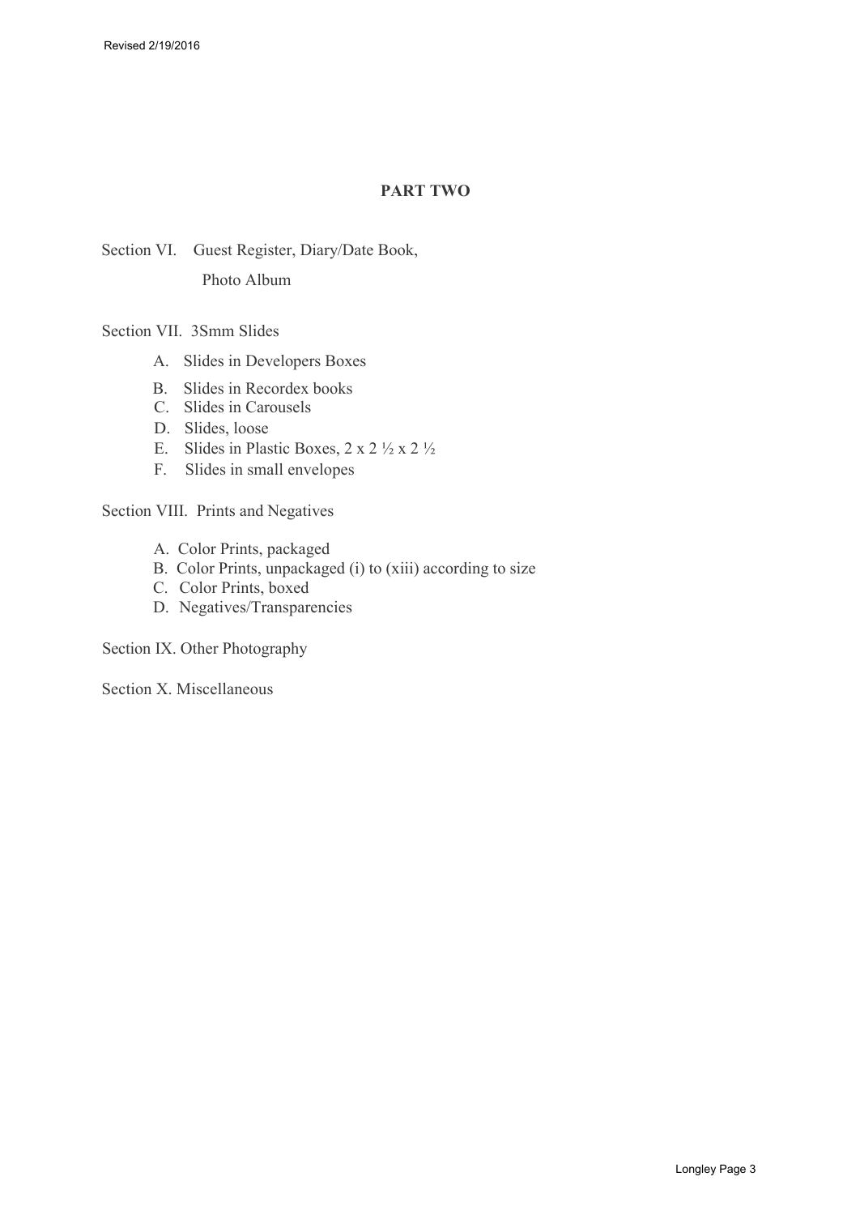## PART TWO

Section VI. Guest Register, Diary/Date Book,
Photo Album

Section VII. 3Smm Slides

- A. Slides in Developers Boxes
- B. Slides in Recordex books
- C. Slides in Carousels
- D. Slides, loose
- E. Slides in Plastic Boxes, 2 x 2 ½ x 2 ½
- F. Slides in small envelopes

Section VIII. Prints and Negatives

- A. Color Prints, packaged
- B. Color Prints, unpackaged (i) to (xiii) according to size
- C. Color Prints, boxed
- D. Negatives/Transparencies

Section IX. Other Photography

Section X. Miscellaneous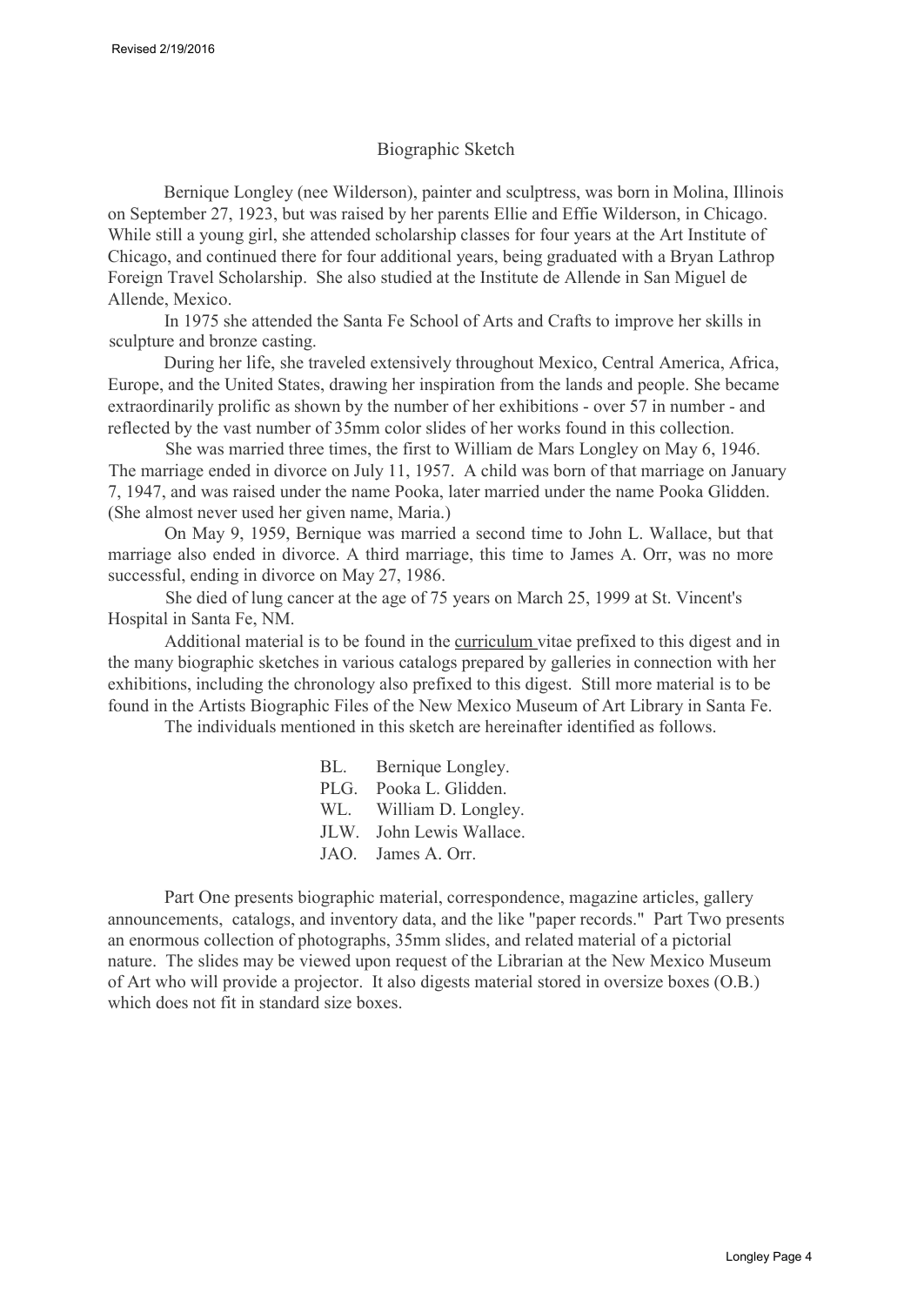Revised 2/19/2016

## Biographic Sketch

Bernique Longley (nee Wilderson), painter and sculptress, was born in Molina, Illinois on September 27, 1923, but was raised by her parents Ellie and Effie Wilderson, in Chicago. While still a young girl, she attended scholarship classes for four years at the Art Institute of Chicago, and continued there for four additional years, being graduated with a Bryan Lathrop Foreign Travel Scholarship. She also studied at the Institute de Allende in San Miguel de Allende, Mexico.

In 1975 she attended the Santa Fe School of Arts and Crafts to improve her skills in sculpture and bronze casting.

During her life, she traveled extensively throughout Mexico, Central America, Africa, Europe, and the United States, drawing her inspiration from the lands and people. She became extraordinarily prolific as shown by the number of her exhibitions - over 57 in number - and reflected by the vast number of 35mm color slides of her works found in this collection.

She was married three times, the first to William de Mars Longley on May 6, 1946. The marriage ended in divorce on July 11, 1957. A child was born of that marriage on January 7, 1947, and was raised under the name Pooka, later married under the name Pooka Glidden. (She almost never used her given name, Maria.)

On May 9, 1959, Bernique was married a second time to John L. Wallace, but that marriage also ended in divorce. A third marriage, this time to James A. Orr, was no more successful, ending in divorce on May 27, 1986.

She died of lung cancer at the age of 75 years on March 25, 1999 at St. Vincent's Hospital in Santa Fe, NM.

Additional material is to be found in the curriculum vitae prefixed to this digest and in the many biographic sketches in various catalogs prepared by galleries in connection with her exhibitions, including the chronology also prefixed to this digest. Still more material is to be found in the Artists Biographic Files of the New Mexico Museum of Art Library in Santa Fe.

The individuals mentioned in this sketch are hereinafter identified as follows.

- BL. Bernique Longley.
- PLG. Pooka L. Glidden.
- WL. William D. Longley.
- JLW. John Lewis Wallace.
- JAO. James A. Orr.

Part One presents biographic material, correspondence, magazine articles, gallery announcements, catalogs, and inventory data, and the like "paper records." Part Two presents an enormous collection of photographs, 35mm slides, and related material of a pictorial nature. The slides may be viewed upon request of the Librarian at the New Mexico Museum of Art who will provide a projector. It also digests material stored in oversize boxes (O.B.) which does not fit in standard size boxes.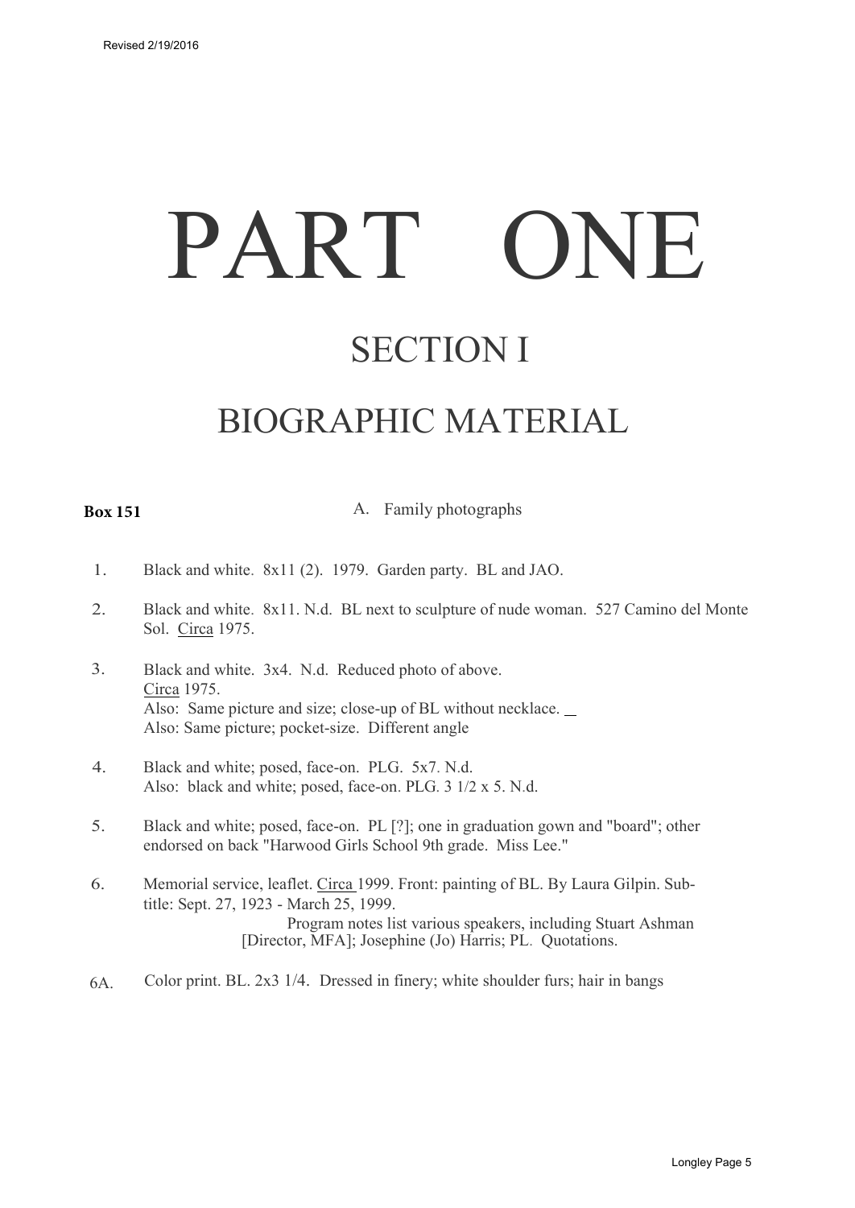Revised 2/19/2016

# PART ONE

## SECTION I

## BIOGRAPHIC MATERIAL

**Box 151**

A. Family photographs

1. Black and white. 8x11 (2). 1979. Garden party. BL and JAO.

2. Black and white. 8x11. N.d. BL next to sculpture of nude woman. 527 Camino del Monte Sol. Circa 1975.

3. Black and white. 3x4. N.d. Reduced photo of above.
   Circa 1975.
   Also: Same picture and size; close-up of BL without necklace.
   Also: Same picture; pocket-size. Different angle

4. Black and white; posed, face-on. PLG. 5x7. N.d.
   Also: black and white; posed, face-on. PLG. 3 1/2 x 5. N.d.

5. Black and white; posed, face-on. PL [?]; one in graduation gown and "board"; other endorsed on back "Harwood Girls School 9th grade. Miss Lee."

6. Memorial service, leaflet. Circa 1999. Front: painting of BL. By Laura Gilpin. Sub-title: Sept. 27, 1923 - March 25, 1999.
   Program notes list various speakers, including Stuart Ashman [Director, MFA]; Josephine (Jo) Harris; PL. Quotations.

6A. Color print. BL. 2x3 1/4. Dressed in finery; white shoulder furs; hair in bangs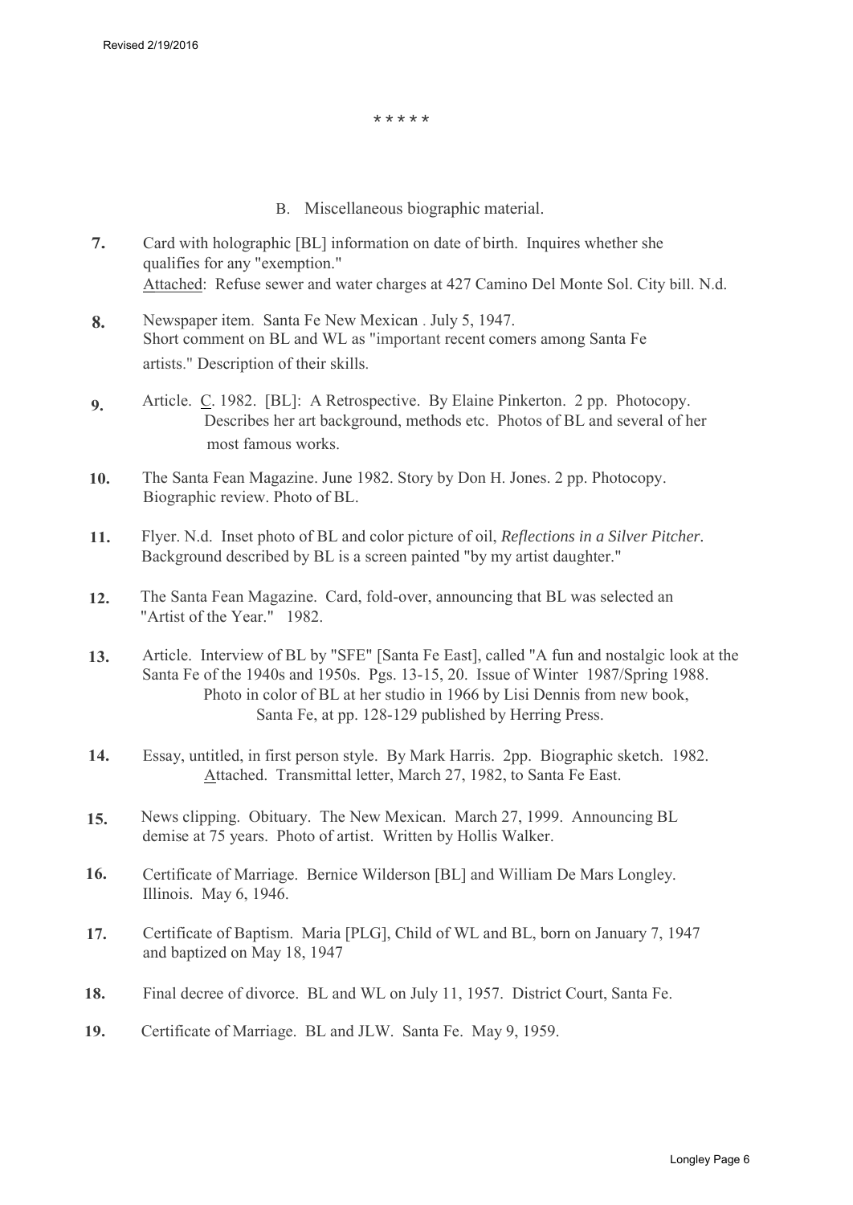\* \* \* \* \*

B. Miscellaneous biographic material.

**7.** Card with holographic [BL] information on date of birth. Inquires whether she qualifies for any "exemption."
Attached: Refuse sewer and water charges at 427 Camino Del Monte Sol. City bill. N.d.

**8.** Newspaper item. Santa Fe New Mexican . July 5, 1947.
Short comment on BL and WL as "important recent comers among Santa Fe artists." Description of their skills.

**9.** Article. C. 1982. [BL]: A Retrospective. By Elaine Pinkerton. 2 pp. Photocopy.
Describes her art background, methods etc. Photos of BL and several of her most famous works.

**10.** The Santa Fean Magazine. June 1982. Story by Don H. Jones. 2 pp. Photocopy.
Biographic review. Photo of BL.

**11.** Flyer. N.d. Inset photo of BL and color picture of oil, *Reflections in a Silver Pitcher*. Background described by BL is a screen painted "by my artist daughter."

**12.** The Santa Fean Magazine. Card, fold-over, announcing that BL was selected an "Artist of the Year." 1982.

**13.** Article. Interview of BL by "SFE" [Santa Fe East], called "A fun and nostalgic look at the Santa Fe of the 1940s and 1950s. Pgs. 13-15, 20. Issue of Winter 1987/Spring 1988.
Photo in color of BL at her studio in 1966 by Lisi Dennis from new book, Santa Fe, at pp. 128-129 published by Herring Press.

**14.** Essay, untitled, in first person style. By Mark Harris. 2pp. Biographic sketch. 1982.
Attached. Transmittal letter, March 27, 1982, to Santa Fe East.

**15.** News clipping. Obituary. The New Mexican. March 27, 1999. Announcing BL demise at 75 years. Photo of artist. Written by Hollis Walker.

**16.** Certificate of Marriage. Bernice Wilderson [BL] and William De Mars Longley. Illinois. May 6, 1946.

**17.** Certificate of Baptism. Maria [PLG], Child of WL and BL, born on January 7, 1947 and baptized on May 18, 1947

**18.** Final decree of divorce. BL and WL on July 11, 1957. District Court, Santa Fe.

**19.** Certificate of Marriage. BL and JLW. Santa Fe. May 9, 1959.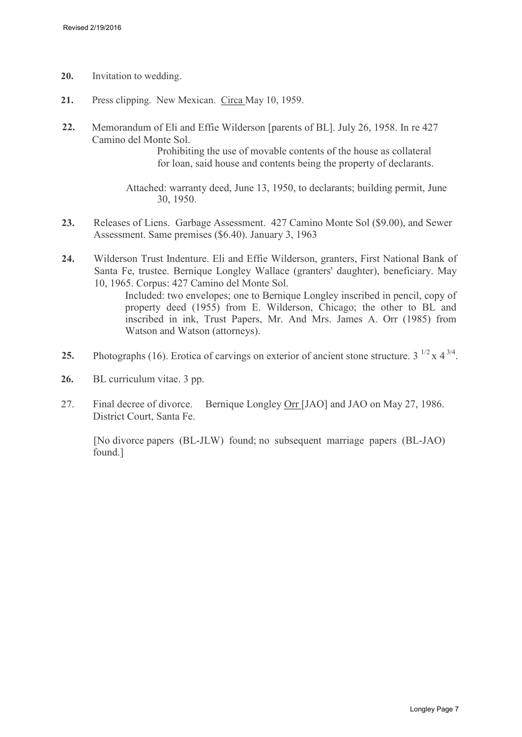**20.** Invitation to wedding.

**21.** Press clipping. New Mexican. Circa May 10, 1959.

**22.** Memorandum of Eli and Effie Wilderson [parents of BL]. July 26, 1958. In re 427 Camino del Monte Sol.

Prohibiting the use of movable contents of the house as collateral for loan, said house and contents being the property of declarants.

Attached: warranty deed, June 13, 1950, to declarants; building permit, June 30, 1950.

**23.** Releases of Liens. Garbage Assessment. 427 Camino Monte Sol ($9.00), and Sewer Assessment. Same premises ($6.40). January 3, 1963

**24.** Wilderson Trust Indenture. Eli and Effie Wilderson, granters, First National Bank of Santa Fe, trustee. Bernique Longley Wallace (granters' daughter), beneficiary. May 10, 1965. Corpus: 427 Camino del Monte Sol.

Included: two envelopes; one to Bernique Longley inscribed in pencil, copy of property deed (1955) from E. Wilderson, Chicago; the other to BL and inscribed in ink, Trust Papers, Mr. And Mrs. James A. Orr (1985) from Watson and Watson (attorneys).

**25.** Photographs (16). Erotica of carvings on exterior of ancient stone structure. $3^{1/2} \times 4^{3/4}$.

**26.** BL curriculum vitae. 3 pp.

27. Final decree of divorce. Bernique Longley Orr [JAO] and JAO on May 27, 1986. District Court, Santa Fe.

[No divorce papers (BL-JLW) found; no subsequent marriage papers (BL-JAO) found.]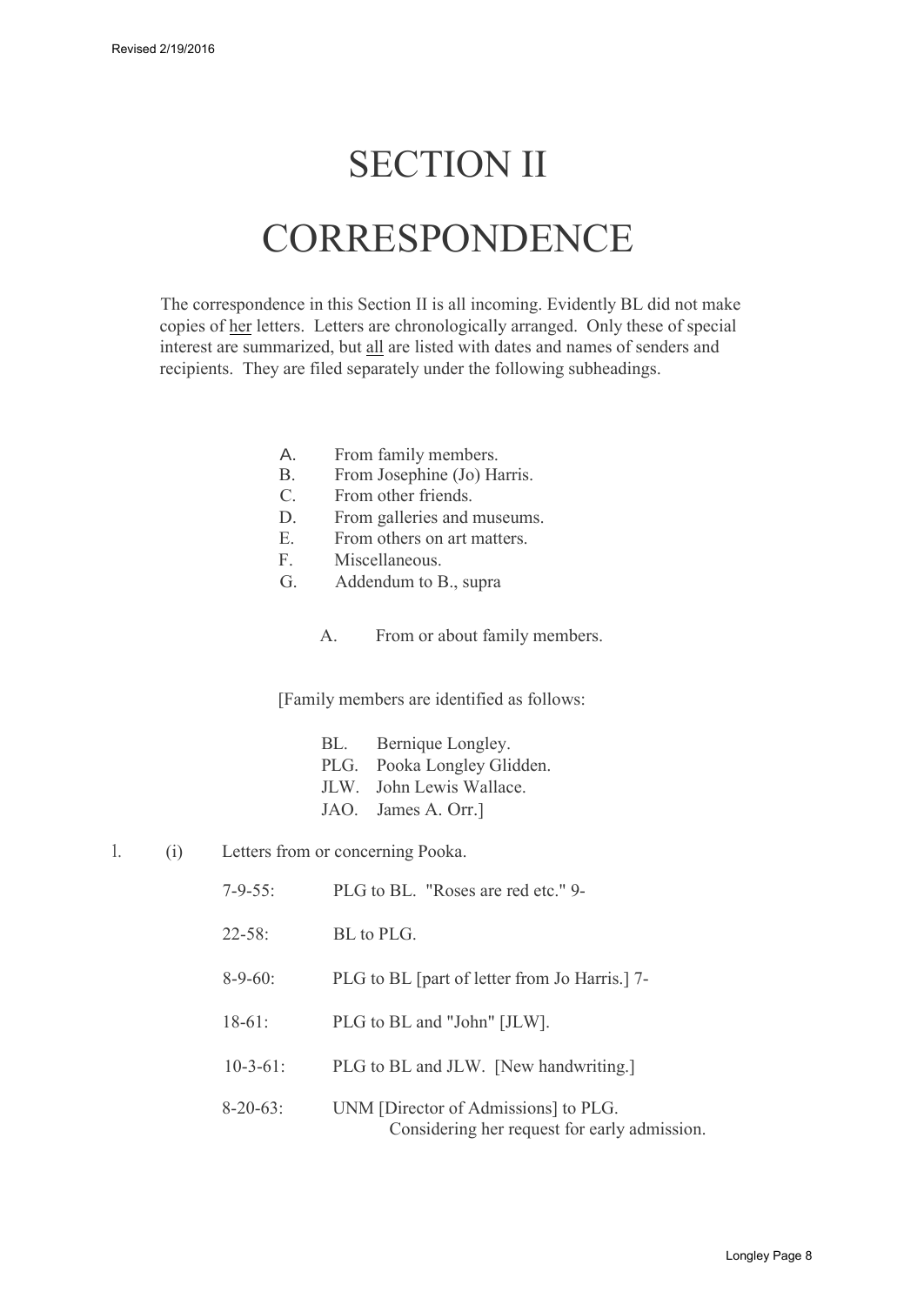# SECTION II

# CORRESPONDENCE

The correspondence in this Section II is all incoming. Evidently BL did not make copies of <u>her</u> letters. Letters are chronologically arranged. Only these of special interest are summarized, but <u>all</u> are listed with dates and names of senders and recipients. They are filed separately under the following subheadings.

- A. From family members.
- B. From Josephine (Jo) Harris.
- C. From other friends.
- D. From galleries and museums.
- E. From others on art matters.
- F. Miscellaneous.
- G. Addendum to B., supra

## A. From or about family members.

[Family members are identified as follows:

- BL. Bernique Longley.
- PLG. Pooka Longley Glidden.
- JLW. John Lewis Wallace.
- JAO. James A. Orr.]

1. (i) Letters from or concerning Pooka.

7-9-55: PLG to BL. "Roses are red etc." 9-

22-58: BL to PLG.

8-9-60: PLG to BL [part of letter from Jo Harris.] 7-

18-61: PLG to BL and "John" [JLW].

10-3-61: PLG to BL and JLW. [New handwriting.]

8-20-63: UNM [Director of Admissions] to PLG.
Considering her request for early admission.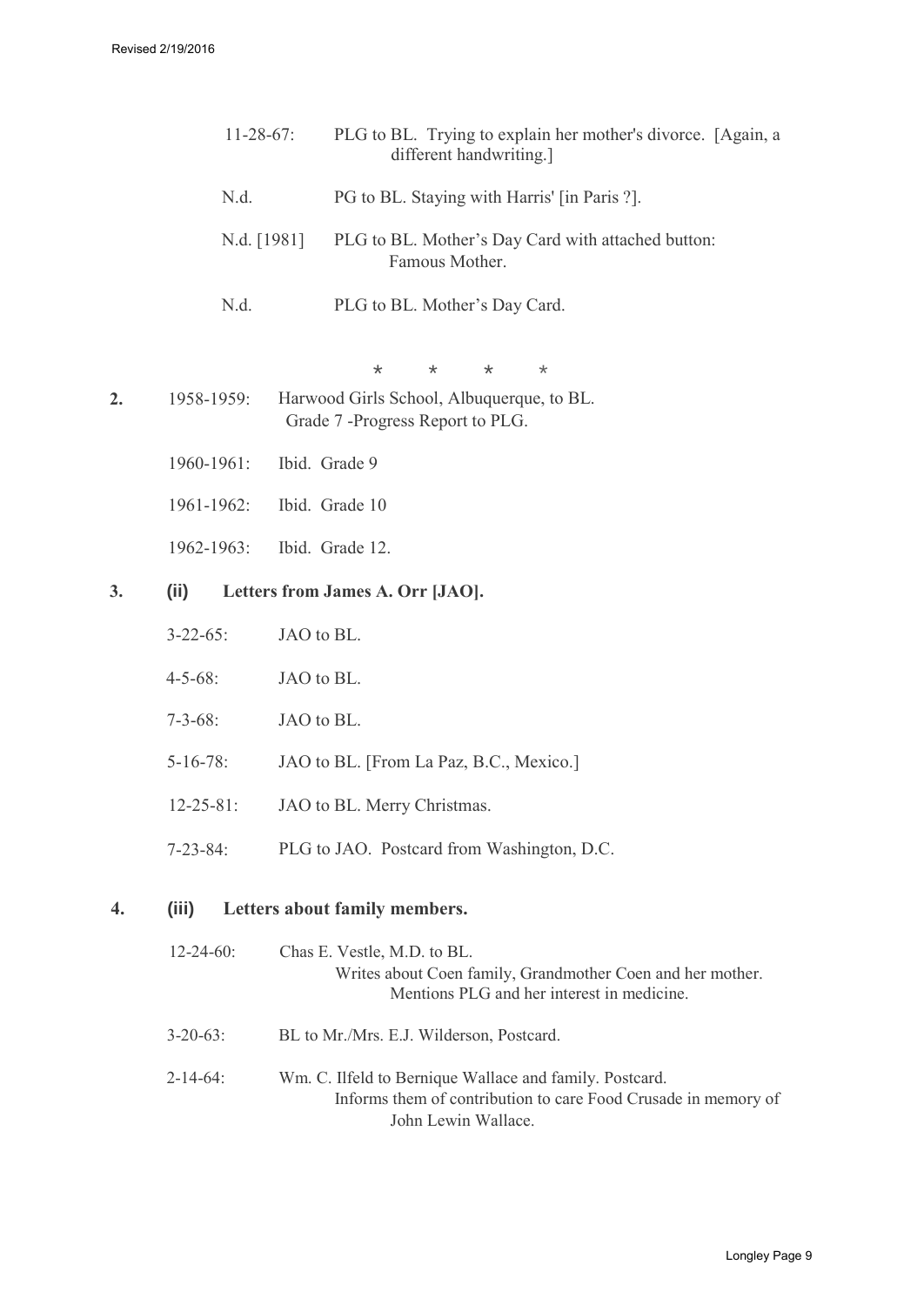11-28-67: PLG to BL. Trying to explain her mother's divorce. [Again, a different handwriting.]

N.d. PG to BL. Staying with Harris' [in Paris ?].

N.d. [1981] PLG to BL. Mother's Day Card with attached button: Famous Mother.

N.d. PLG to BL. Mother's Day Card.

\* \* \* \*

**2.** 1958-1959: Harwood Girls School, Albuquerque, to BL. Grade 7 -Progress Report to PLG.

1960-1961: Ibid. Grade 9

1961-1962: Ibid. Grade 10

1962-1963: Ibid. Grade 12.

**3. (ii) Letters from James A. Orr [JAO].**

3-22-65: JAO to BL.

4-5-68: JAO to BL.

7-3-68: JAO to BL.

5-16-78: JAO to BL. [From La Paz, B.C., Mexico.]

12-25-81: JAO to BL. Merry Christmas.

7-23-84: PLG to JAO. Postcard from Washington, D.C.

**4. (iii) Letters about family members.**

12-24-60: Chas E. Vestle, M.D. to BL. Writes about Coen family, Grandmother Coen and her mother. Mentions PLG and her interest in medicine.

3-20-63: BL to Mr./Mrs. E.J. Wilderson, Postcard.

2-14-64: Wm. C. Ilfeld to Bernique Wallace and family. Postcard. Informs them of contribution to care Food Crusade in memory of John Lewin Wallace.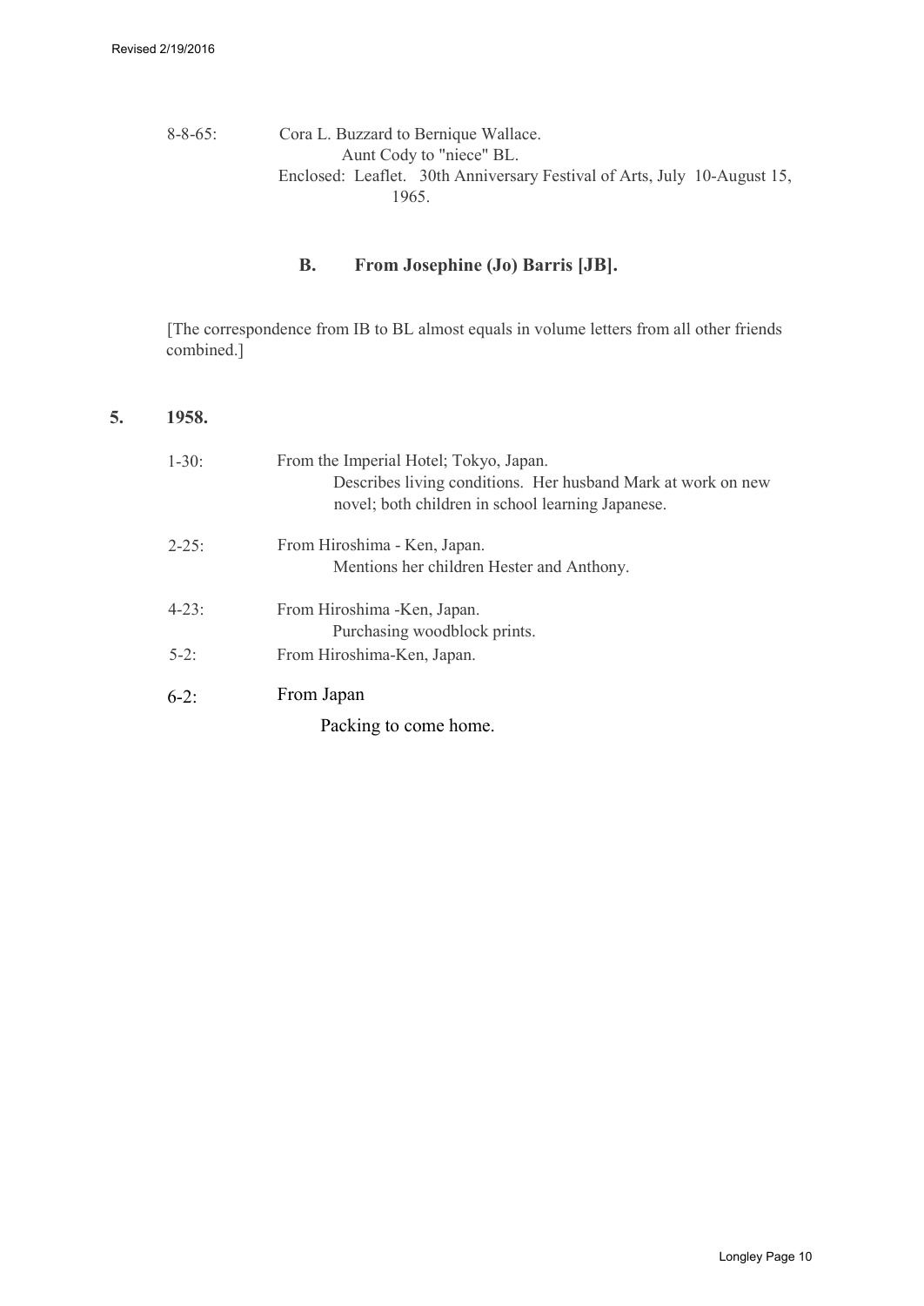8-8-65: Cora L. Buzzard to Bernique Wallace.
Aunt Cody to "niece" BL.
Enclosed: Leaflet. 30th Anniversary Festival of Arts, July 10-August 15, 1965.

### B. From Josephine (Jo) Barris [JB].

[The correspondence from IB to BL almost equals in volume letters from all other friends combined.]

## 5. 1958.

1-30: From the Imperial Hotel; Tokyo, Japan.
Describes living conditions. Her husband Mark at work on new novel; both children in school learning Japanese.

2-25: From Hiroshima - Ken, Japan.
Mentions her children Hester and Anthony.

4-23: From Hiroshima -Ken, Japan.
Purchasing woodblock prints.

5-2: From Hiroshima-Ken, Japan.

6-2: From Japan
Packing to come home.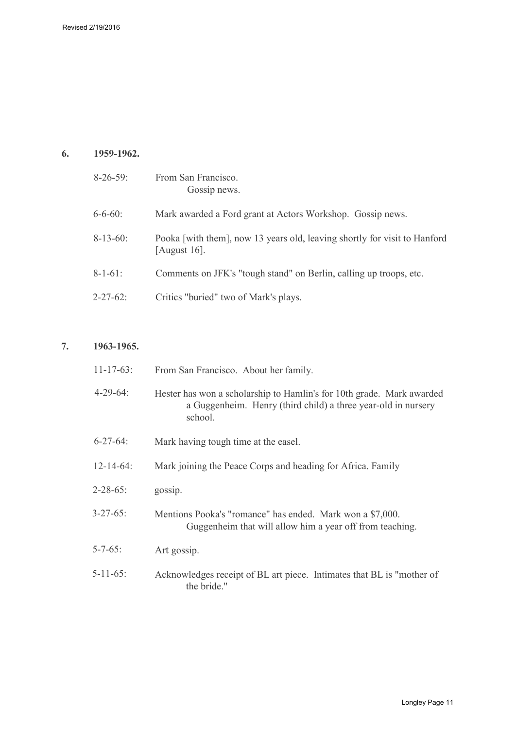**6. 1959-1962.**

8-26-59: From San Francisco.
Gossip news.

6-6-60: Mark awarded a Ford grant at Actors Workshop. Gossip news.

8-13-60: Pooka [with them], now 13 years old, leaving shortly for visit to Hanford [August 16].

8-1-61: Comments on JFK's "tough stand" on Berlin, calling up troops, etc.

2-27-62: Critics "buried" two of Mark's plays.

**7. 1963-1965.**

11-17-63: From San Francisco. About her family.

4-29-64: Hester has won a scholarship to Hamlin's for 10th grade. Mark awarded a Guggenheim. Henry (third child) a three year-old in nursery school.

6-27-64: Mark having tough time at the easel.

12-14-64: Mark joining the Peace Corps and heading for Africa. Family

2-28-65: gossip.

3-27-65: Mentions Pooka's "romance" has ended. Mark won a $7,000. Guggenheim that will allow him a year off from teaching.

5-7-65: Art gossip.

5-11-65: Acknowledges receipt of BL art piece. Intimates that BL is "mother of the bride."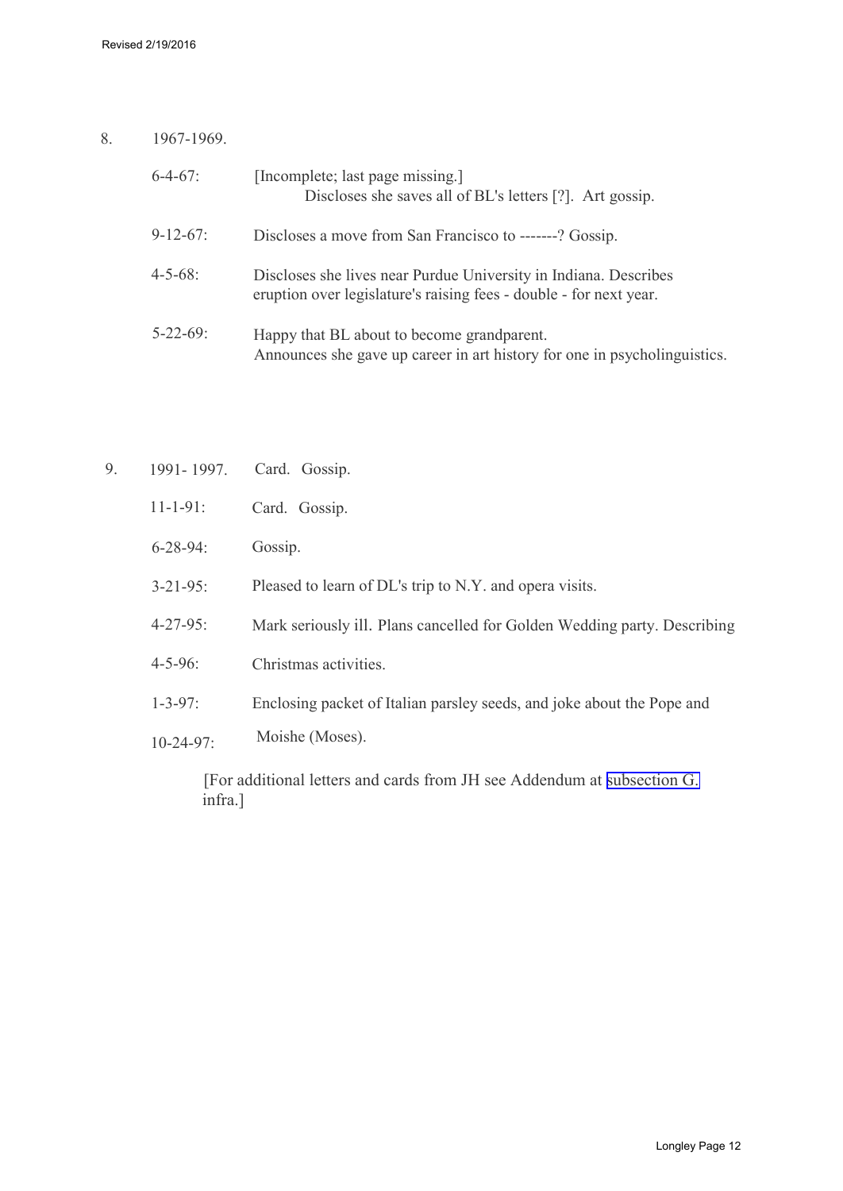Revised 2/19/2016

8. 1967-1969.

   6-4-67: [Incomplete; last page missing.]
   Discloses she saves all of BL's letters [?]. Art gossip.

   9-12-67: Discloses a move from San Francisco to -------? Gossip.

   4-5-68: Discloses she lives near Purdue University in Indiana. Describes eruption over legislature's raising fees - double - for next year.

   5-22-69: Happy that BL about to become grandparent.
   Announces she gave up career in art history for one in psycholinguistics.

9. 1991- 1997. Card. Gossip.

   11-1-91: Card. Gossip.

   6-28-94: Gossip.

   3-21-95: Pleased to learn of DL's trip to N.Y. and opera visits.

   4-27-95: Mark seriously ill. Plans cancelled for Golden Wedding party. Describing

   4-5-96: Christmas activities.

   1-3-97: Enclosing packet of Italian parsley seeds, and joke about the Pope and

   10-24-97: Moishe (Moses).

   [For additional letters and cards from JH see Addendum at subsection G. infra.]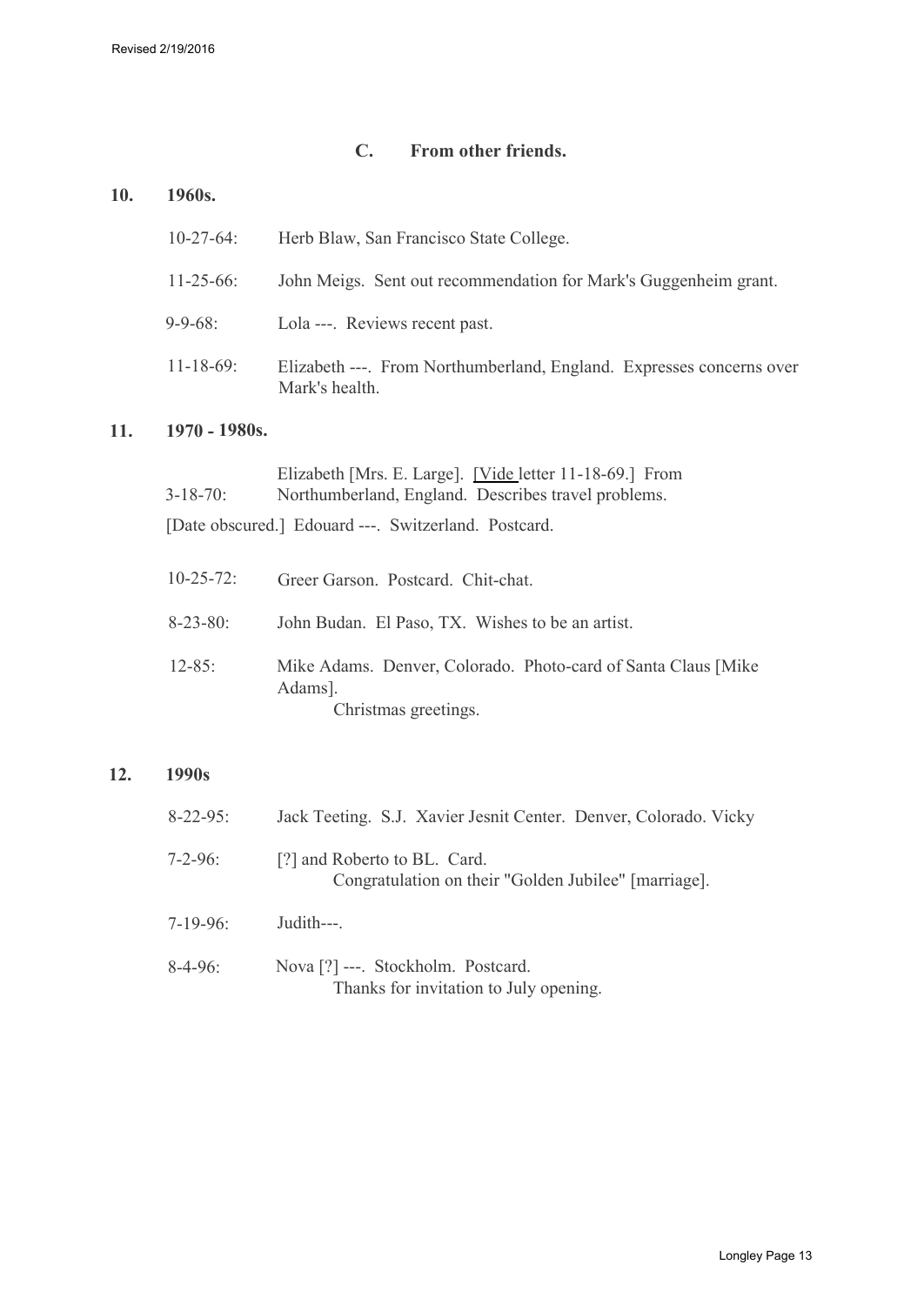### C. From other friends.

**10. 1960s.**

10-27-64: Herb Blaw, San Francisco State College.

11-25-66: John Meigs. Sent out recommendation for Mark's Guggenheim grant.

9-9-68: Lola ---. Reviews recent past.

11-18-69: Elizabeth ---. From Northumberland, England. Expresses concerns over Mark's health.

**11. 1970 - 1980s.**

3-18-70: Elizabeth [Mrs. E. Large]. [Vide letter 11-18-69.] From Northumberland, England. Describes travel problems.

[Date obscured.] Edouard ---. Switzerland. Postcard.

10-25-72: Greer Garson. Postcard. Chit-chat.

8-23-80: John Budan. El Paso, TX. Wishes to be an artist.

12-85: Mike Adams. Denver, Colorado. Photo-card of Santa Claus [Mike Adams].
Christmas greetings.

**12. 1990s**

8-22-95: Jack Teeting. S.J. Xavier Jesnit Center. Denver, Colorado. Vicky

7-2-96: [?] and Roberto to BL. Card.
Congratulation on their "Golden Jubilee" [marriage].

7-19-96: Judith---.

8-4-96: Nova [?] ---. Stockholm. Postcard.
Thanks for invitation to July opening.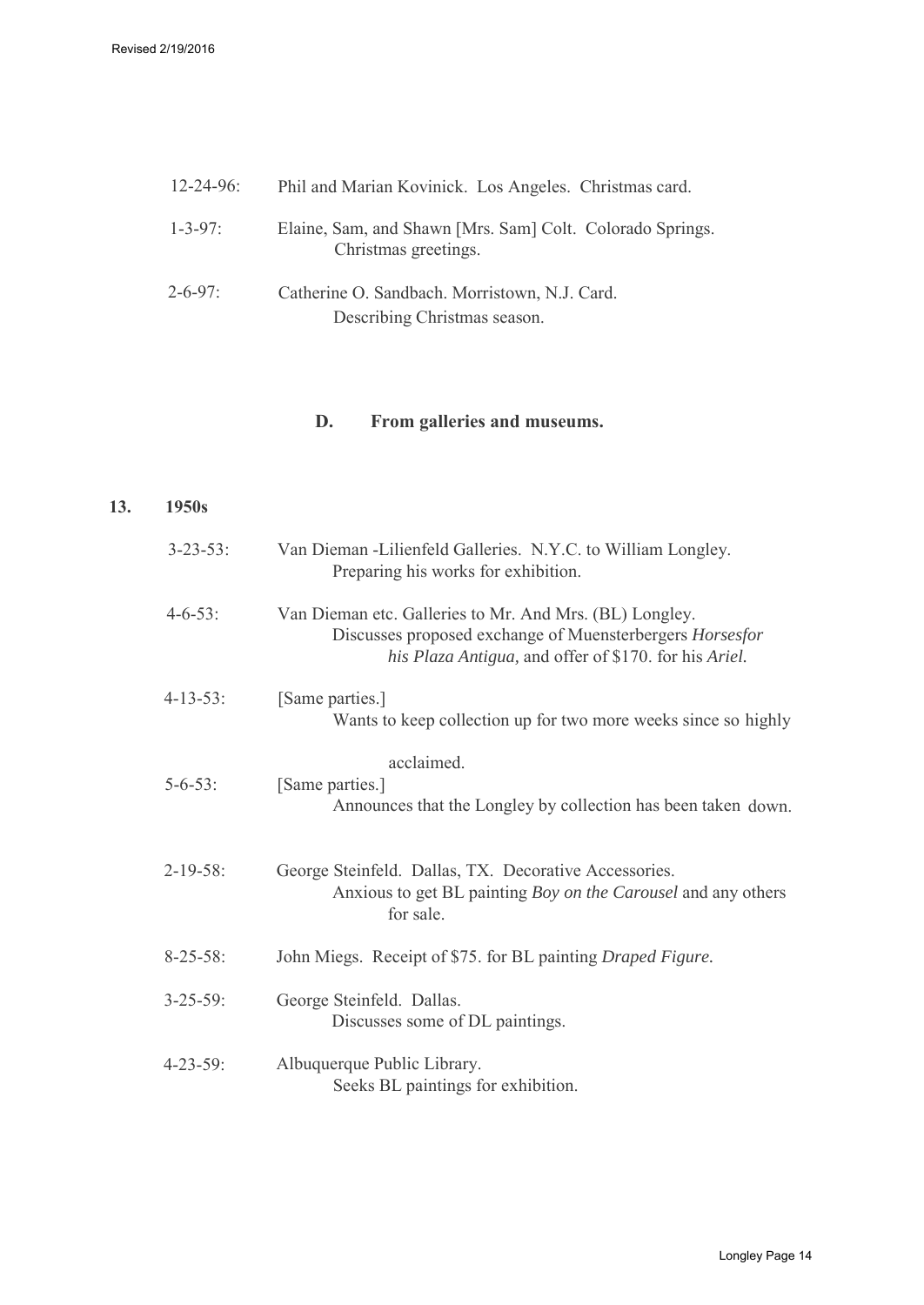12-24-96: Phil and Marian Kovinick. Los Angeles. Christmas card.

1-3-97: Elaine, Sam, and Shawn [Mrs. Sam] Colt. Colorado Springs. Christmas greetings.

2-6-97: Catherine O. Sandbach. Morristown, N.J. Card. Describing Christmas season.

### D. From galleries and museums.

**13. 1950s**

3-23-53: Van Dieman -Lilienfeld Galleries. N.Y.C. to William Longley. Preparing his works for exhibition.

4-6-53: Van Dieman etc. Galleries to Mr. And Mrs. (BL) Longley. Discusses proposed exchange of Muensterbergers *Horsesfor his Plaza Antigua,* and offer of $170. for his *Ariel.*

4-13-53: [Same parties.] Wants to keep collection up for two more weeks since so highly acclaimed.

5-6-53: [Same parties.] Announces that the Longley by collection has been taken down.

2-19-58: George Steinfeld. Dallas, TX. Decorative Accessories. Anxious to get BL painting *Boy on the Carousel* and any others for sale.

8-25-58: John Miegs. Receipt of $75. for BL painting *Draped Figure.*

3-25-59: George Steinfeld. Dallas. Discusses some of DL paintings.

4-23-59: Albuquerque Public Library. Seeks BL paintings for exhibition.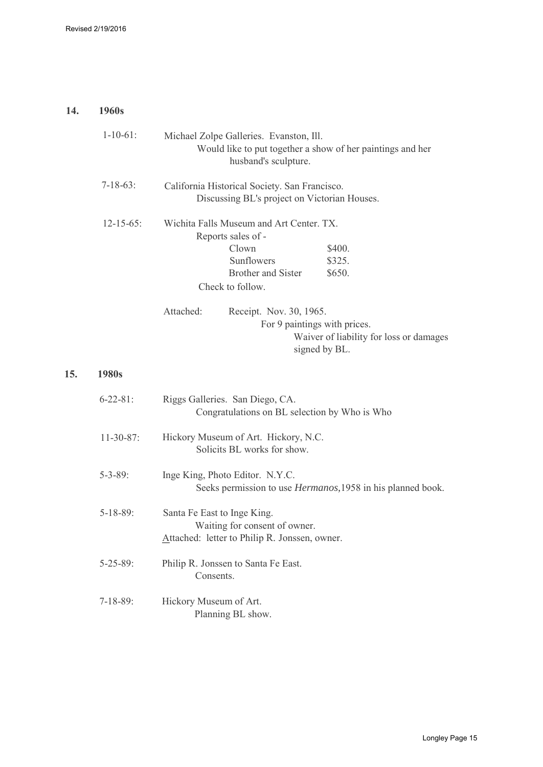## 14. 1960s

1-10-61: Michael Zolpe Galleries. Evanston, Ill.
Would like to put together a show of her paintings and her husband's sculpture.

7-18-63: California Historical Society. San Francisco.
Discussing BL's project on Victorian Houses.

12-15-65: Wichita Falls Museum and Art Center. TX.
Reports sales of -

| | |
|---|---|
| Clown | $400. |
| Sunflowers | $325. |
| Brother and Sister | $650. |

Check to follow.

Attached: Receipt. Nov. 30, 1965.
For 9 paintings with prices.
Waiver of liability for loss or damages signed by BL.

## 15. 1980s

6-22-81: Riggs Galleries. San Diego, CA.
Congratulations on BL selection by Who is Who

11-30-87: Hickory Museum of Art. Hickory, N.C.
Solicits BL works for show.

5-3-89: Inge King, Photo Editor. N.Y.C.
Seeks permission to use *Hermanos,*1958 in his planned book.

5-18-89: Santa Fe East to Inge King.
Waiting for consent of owner.
Attached: letter to Philip R. Jonssen, owner.

5-25-89: Philip R. Jonssen to Santa Fe East.
Consents.

7-18-89: Hickory Museum of Art.
Planning BL show.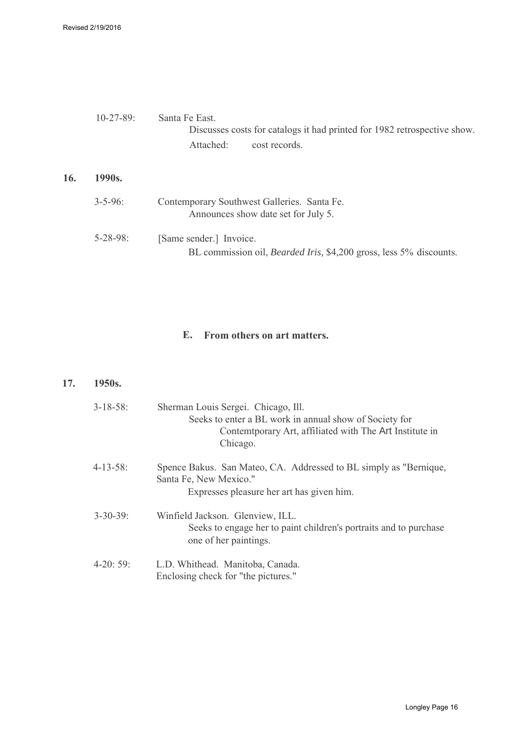10-27-89: Santa Fe East.
Discusses costs for catalogs it had printed for 1982 retrospective show.
Attached: cost records.

**16. 1990s.**

3-5-96: Contemporary Southwest Galleries. Santa Fe.
Announces show date set for July 5.

5-28-98: [Same sender.] Invoice.
BL commission oil, *Bearded Iris,* $4,200 gross, less 5% discounts.

## E. From others on art matters.

**17. 1950s.**

3-18-58: Sherman Louis Sergei. Chicago, Ill.
Seeks to enter a BL work in annual show of Society for Contemtporary Art, affiliated with The Art Institute in Chicago.

4-13-58: Spence Bakus. San Mateo, CA. Addressed to BL simply as "Bernique, Santa Fe, New Mexico."
Expresses pleasure her art has given him.

3-30-39: Winfield Jackson. Glenview, ILL.
Seeks to engage her to paint children's portraits and to purchase one of her paintings.

4-20: 59: L.D. Whithead. Manitoba, Canada.
Enclosing check for "the pictures."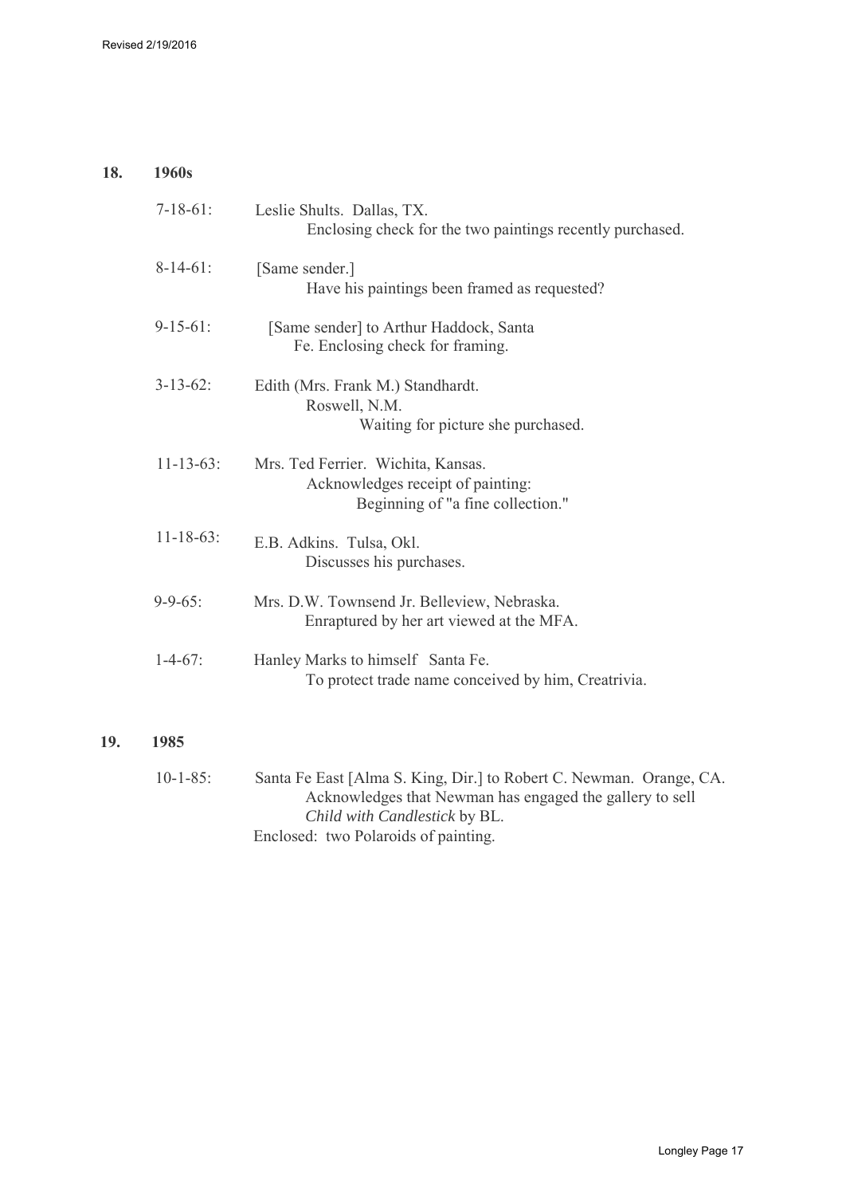**18. 1960s**

7-18-61: Leslie Shults. Dallas, TX.
Enclosing check for the two paintings recently purchased.

8-14-61: [Same sender.]
Have his paintings been framed as requested?

9-15-61: [Same sender] to Arthur Haddock, Santa Fe. Enclosing check for framing.

3-13-62: Edith (Mrs. Frank M.) Standhardt.
Roswell, N.M.
Waiting for picture she purchased.

11-13-63: Mrs. Ted Ferrier. Wichita, Kansas.
Acknowledges receipt of painting:
Beginning of "a fine collection."

11-18-63: E.B. Adkins. Tulsa, Okl.
Discusses his purchases.

9-9-65: Mrs. D.W. Townsend Jr. Belleview, Nebraska.
Enraptured by her art viewed at the MFA.

1-4-67: Hanley Marks to himself Santa Fe.
To protect trade name conceived by him, Creatrivia.

**19. 1985**

10-1-85: Santa Fe East [Alma S. King, Dir.] to Robert C. Newman. Orange, CA.
Acknowledges that Newman has engaged the gallery to sell *Child with Candlestick* by BL.
Enclosed: two Polaroids of painting.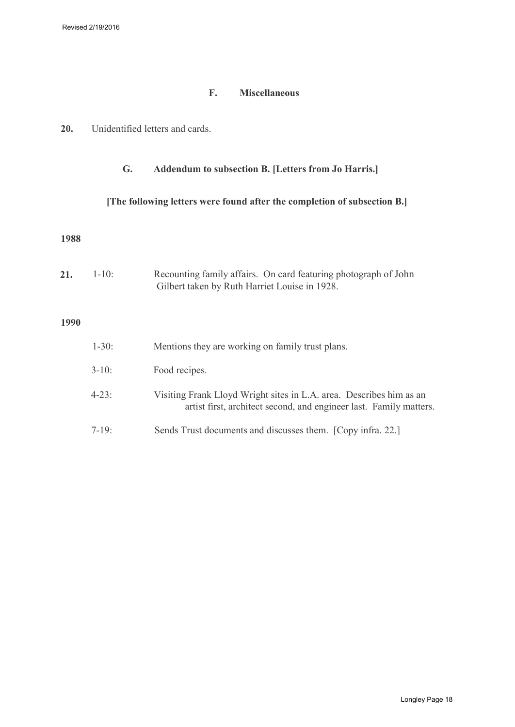### F. Miscellaneous

**20.** Unidentified letters and cards.

### G. Addendum to subsection B. [Letters from Jo Harris.]

**[The following letters were found after the completion of subsection B.]**

**1988**

**21.** 1-10: Recounting family affairs. On card featuring photograph of John Gilbert taken by Ruth Harriet Louise in 1928.

**1990**

1-30: Mentions they are working on family trust plans.

3-10: Food recipes.

4-23: Visiting Frank Lloyd Wright sites in L.A. area. Describes him as an artist first, architect second, and engineer last. Family matters.

7-19: Sends Trust documents and discusses them. [Copy infra. 22.]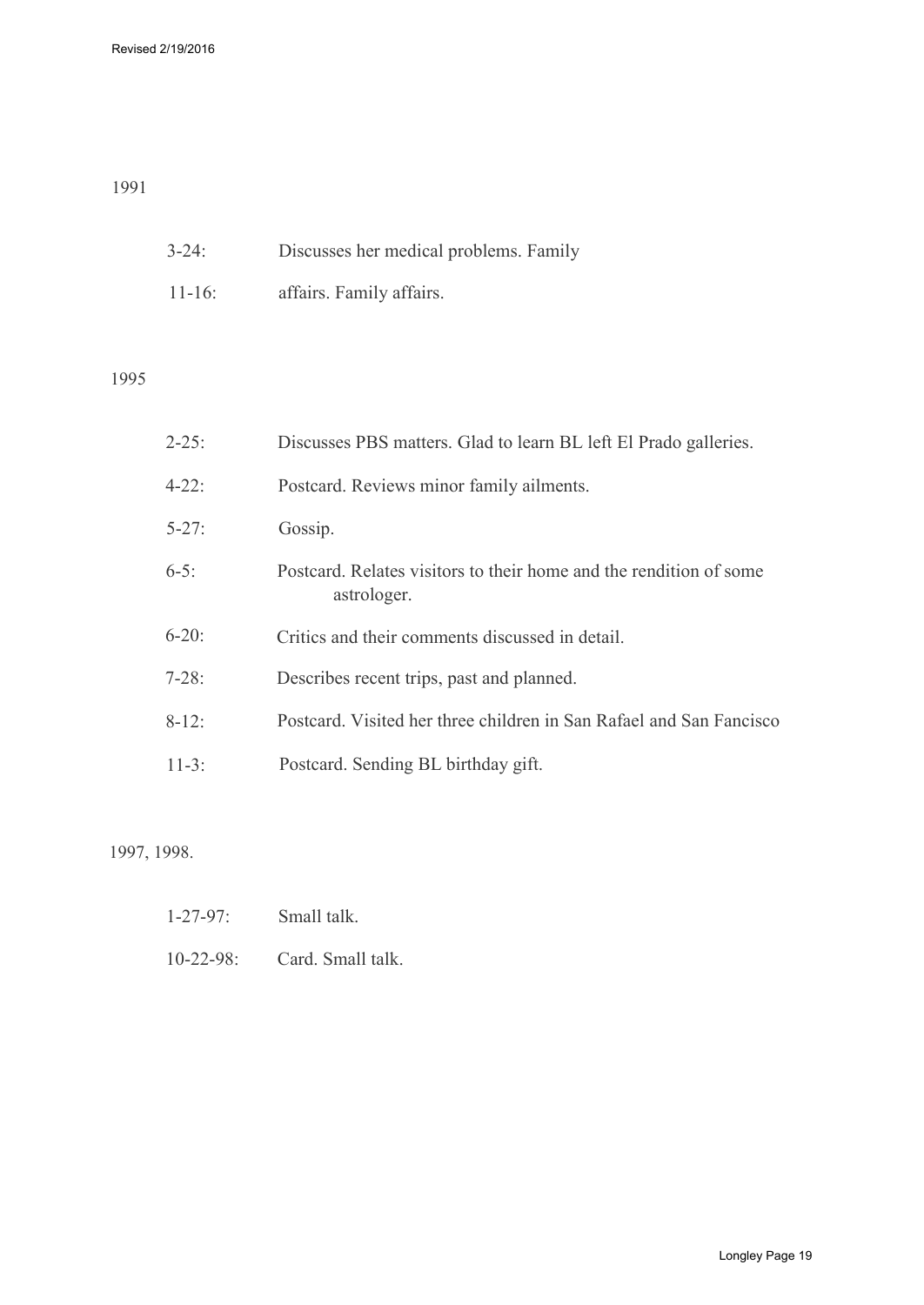1991

3-24: Discusses her medical problems. Family

11-16: affairs. Family affairs.

1995

2-25: Discusses PBS matters. Glad to learn BL left El Prado galleries.

4-22: Postcard. Reviews minor family ailments.

5-27: Gossip.

6-5: Postcard. Relates visitors to their home and the rendition of some astrologer.

6-20: Critics and their comments discussed in detail.

7-28: Describes recent trips, past and planned.

8-12: Postcard. Visited her three children in San Rafael and San Fancisco

11-3: Postcard. Sending BL birthday gift.

1997, 1998.

1-27-97: Small talk.

10-22-98: Card. Small talk.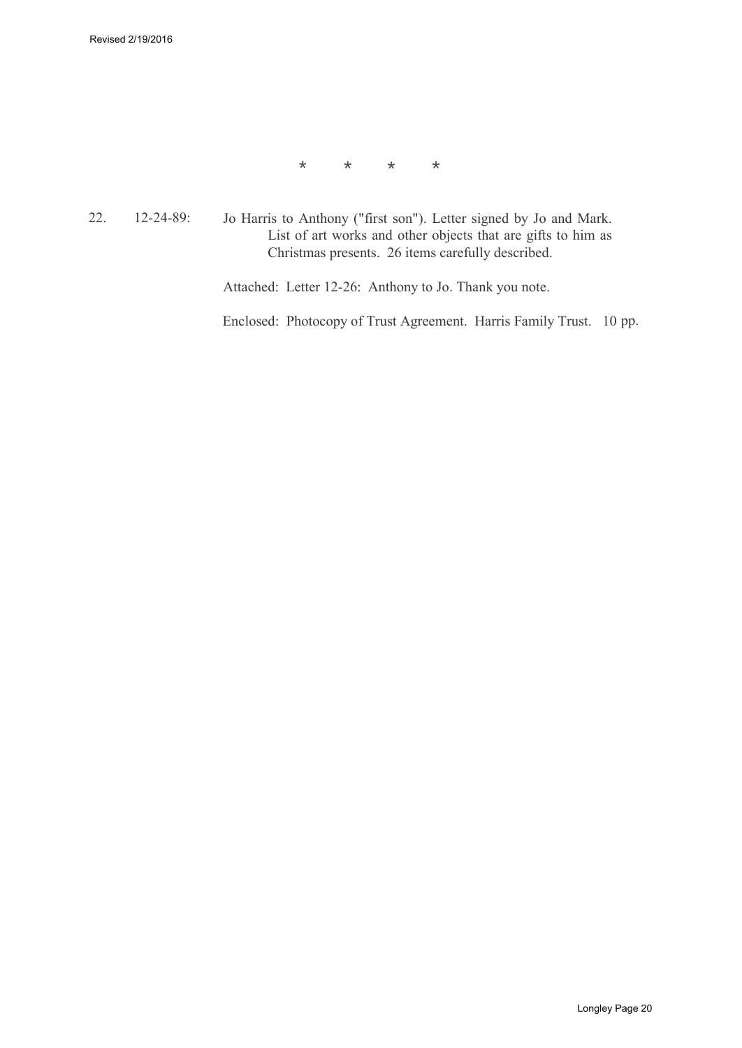\*       \*       \*       \*

22. 12-24-89: Jo Harris to Anthony ("first son"). Letter signed by Jo and Mark. List of art works and other objects that are gifts to him as Christmas presents. 26 items carefully described.

Attached: Letter 12-26: Anthony to Jo. Thank you note.

Enclosed: Photocopy of Trust Agreement. Harris Family Trust. 10 pp.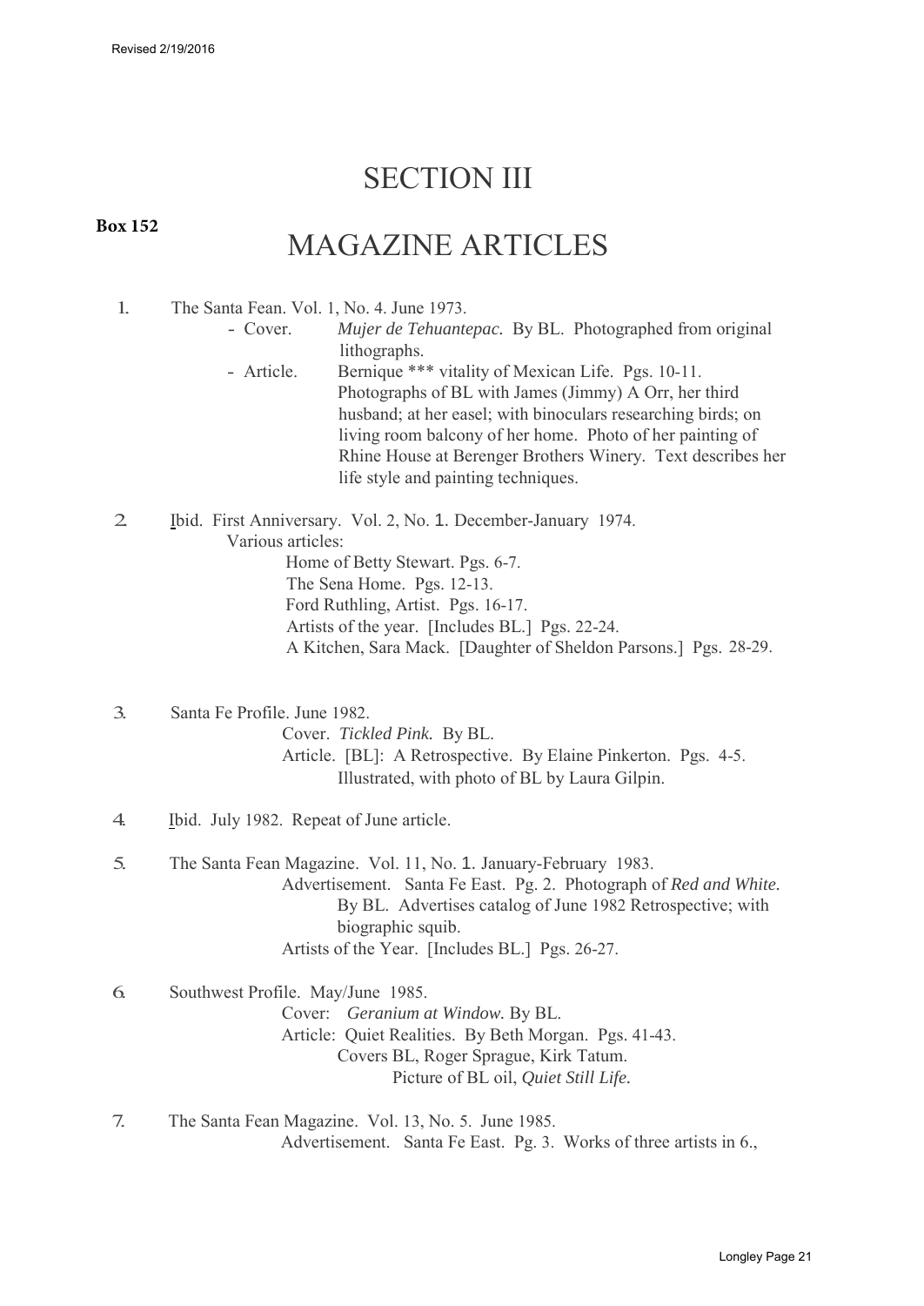Revised 2/19/2016

# SECTION III

**Box 152**

# MAGAZINE ARTICLES

1. The Santa Fean. Vol. 1, No. 4. June 1973.
   - Cover. *Mujer de Tehuantepac.* By BL. Photographed from original lithographs.
   - Article. Bernique *** vitality of Mexican Life. Pgs. 10-11. Photographs of BL with James (Jimmy) A Orr, her third husband; at her easel; with binoculars researching birds; on living room balcony of her home. Photo of her painting of Rhine House at Berenger Brothers Winery. Text describes her life style and painting techniques.

2. Ibid. First Anniversary. Vol. 2, No. 1. December-January 1974.
   Various articles:
   - Home of Betty Stewart. Pgs. 6-7.
   - The Sena Home. Pgs. 12-13.
   - Ford Ruthling, Artist. Pgs. 16-17.
   - Artists of the year. [Includes BL.] Pgs. 22-24.
   - A Kitchen, Sara Mack. [Daughter of Sheldon Parsons.] Pgs. 28-29.

3. Santa Fe Profile. June 1982.
   Cover. *Tickled Pink.* By BL.
   Article. [BL]: A Retrospective. By Elaine Pinkerton. Pgs. 4-5. Illustrated, with photo of BL by Laura Gilpin.

4. Ibid. July 1982. Repeat of June article.

5. The Santa Fean Magazine. Vol. 11, No. 1. January-February 1983.
   Advertisement. Santa Fe East. Pg. 2. Photograph of *Red and White.* By BL. Advertises catalog of June 1982 Retrospective; with biographic squib.
   Artists of the Year. [Includes BL.] Pgs. 26-27.

6. Southwest Profile. May/June 1985.
   Cover: *Geranium at Window.* By BL.
   Article: Quiet Realities. By Beth Morgan. Pgs. 41-43. Covers BL, Roger Sprague, Kirk Tatum. Picture of BL oil, *Quiet Still Life.*

7. The Santa Fean Magazine. Vol. 13, No. 5. June 1985.
   Advertisement. Santa Fe East. Pg. 3. Works of three artists in 6.,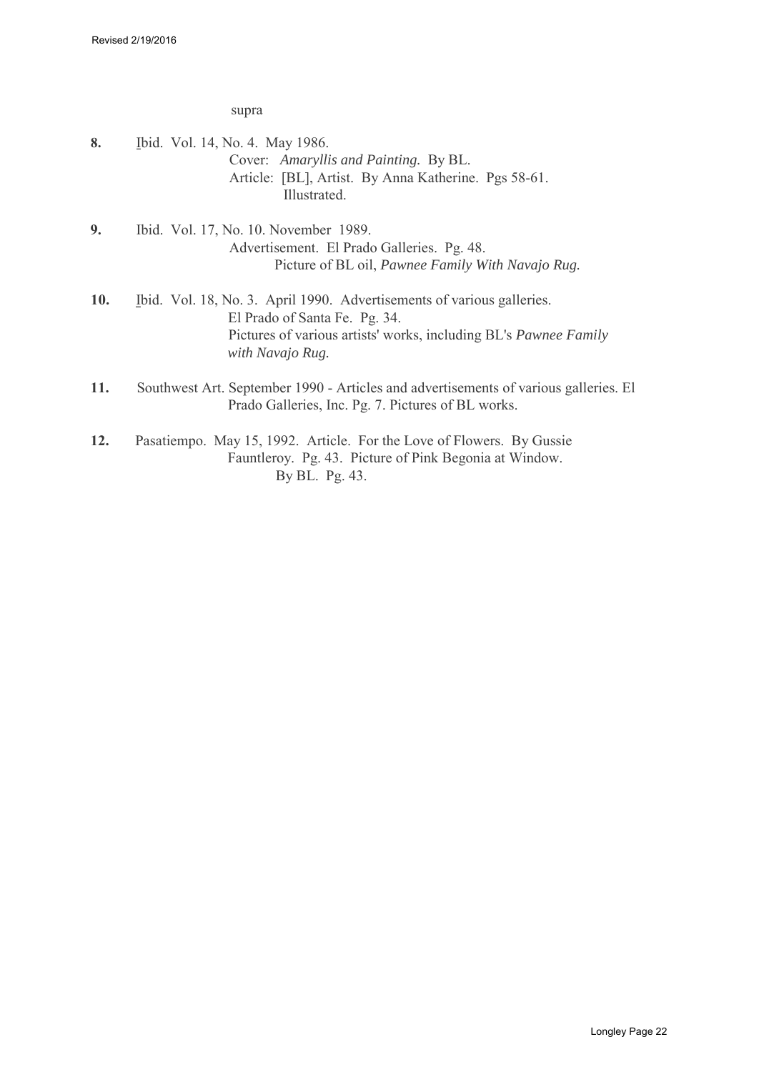supra

**8.** Ibid. Vol. 14, No. 4. May 1986.
Cover: *Amaryllis and Painting.* By BL.
Article: [BL], Artist. By Anna Katherine. Pgs 58-61.
Illustrated.

**9.** Ibid. Vol. 17, No. 10. November 1989.
Advertisement. El Prado Galleries. Pg. 48.
Picture of BL oil, *Pawnee Family With Navajo Rug.*

**10.** Ibid. Vol. 18, No. 3. April 1990. Advertisements of various galleries.
El Prado of Santa Fe. Pg. 34.
Pictures of various artists' works, including BL's *Pawnee Family with Navajo Rug.*

**11.** Southwest Art. September 1990 - Articles and advertisements of various galleries. El Prado Galleries, Inc. Pg. 7. Pictures of BL works.

**12.** Pasatiempo. May 15, 1992. Article. For the Love of Flowers. By Gussie Fauntleroy. Pg. 43. Picture of Pink Begonia at Window.
By BL. Pg. 43.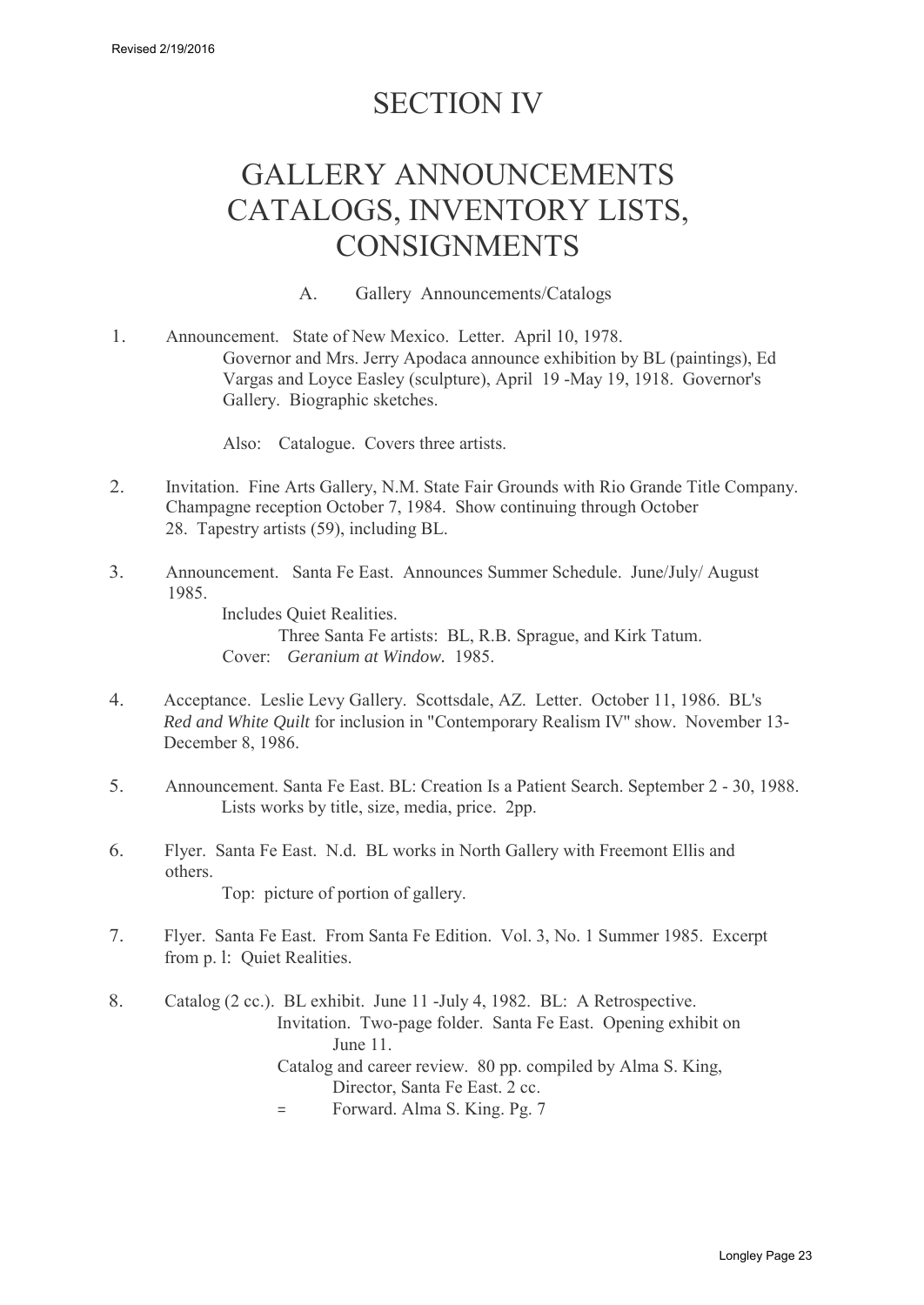# SECTION IV

# GALLERY ANNOUNCEMENTS CATALOGS, INVENTORY LISTS, CONSIGNMENTS

## A. Gallery Announcements/Catalogs

1. Announcement. State of New Mexico. Letter. April 10, 1978.
   Governor and Mrs. Jerry Apodaca announce exhibition by BL (paintings), Ed Vargas and Loyce Easley (sculpture), April 19 -May 19, 1918. Governor's Gallery. Biographic sketches.

   Also: Catalogue. Covers three artists.

2. Invitation. Fine Arts Gallery, N.M. State Fair Grounds with Rio Grande Title Company. Champagne reception October 7, 1984. Show continuing through October 28. Tapestry artists (59), including BL.

3. Announcement. Santa Fe East. Announces Summer Schedule. June/July/ August 1985.
   Includes Quiet Realities.
   Three Santa Fe artists: BL, R.B. Sprague, and Kirk Tatum.
   Cover: *Geranium at Window.* 1985.

4. Acceptance. Leslie Levy Gallery. Scottsdale, AZ. Letter. October 11, 1986. BL's *Red and White Quilt* for inclusion in "Contemporary Realism IV" show. November 13-December 8, 1986.

5. Announcement. Santa Fe East. BL: Creation Is a Patient Search. September 2 - 30, 1988.
   Lists works by title, size, media, price. 2pp.

6. Flyer. Santa Fe East. N.d. BL works in North Gallery with Freemont Ellis and others.
   Top: picture of portion of gallery.

7. Flyer. Santa Fe East. From Santa Fe Edition. Vol. 3, No. 1 Summer 1985. Excerpt from p. l: Quiet Realities.

8. Catalog (2 cc.). BL exhibit. June 11 -July 4, 1982. BL: A Retrospective.
   Invitation. Two-page folder. Santa Fe East. Opening exhibit on June 11.
   Catalog and career review. 80 pp. compiled by Alma S. King, Director, Santa Fe East. 2 cc.
   = Forward. Alma S. King. Pg. 7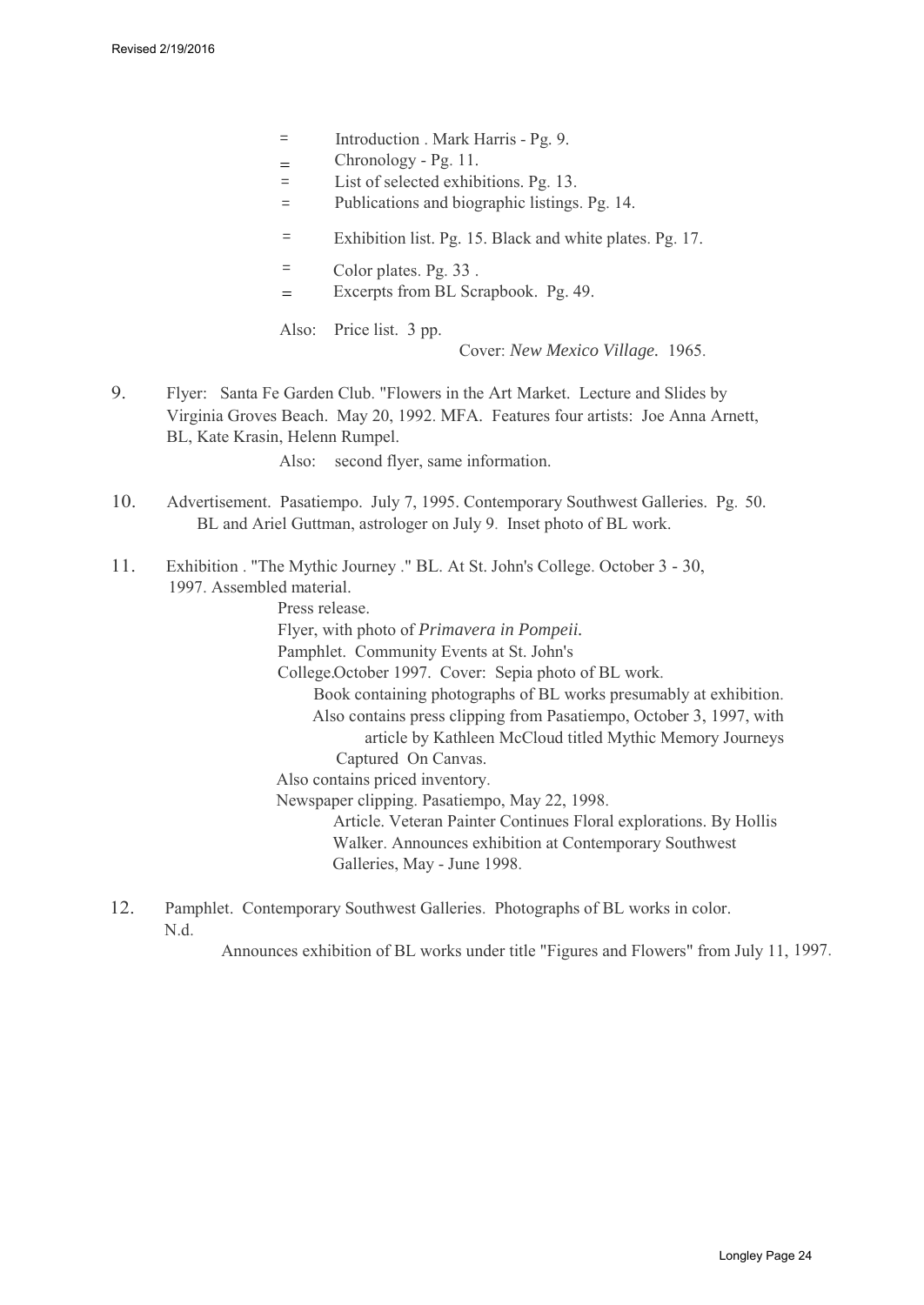- Introduction . Mark Harris - Pg. 9.
- Chronology - Pg. 11.
- List of selected exhibitions. Pg. 13.
- Publications and biographic listings. Pg. 14.
- Exhibition list. Pg. 15. Black and white plates. Pg. 17.
- Color plates. Pg. 33 .
- Excerpts from BL Scrapbook. Pg. 49.

Also: Price list. 3 pp.

Cover: *New Mexico Village.* 1965.

9. Flyer: Santa Fe Garden Club. "Flowers in the Art Market. Lecture and Slides by Virginia Groves Beach. May 20, 1992. MFA. Features four artists: Joe Anna Arnett, BL, Kate Krasin, Helenn Rumpel.

   Also: second flyer, same information.

10. Advertisement. Pasatiempo. July 7, 1995. Contemporary Southwest Galleries. Pg. 50. BL and Ariel Guttman, astrologer on July 9. Inset photo of BL work.

11. Exhibition . "The Mythic Journey ." BL. At St. John's College. October 3 - 30, 1997. Assembled material.

    Press release.
    Flyer, with photo of *Primavera in Pompeii.*
    Pamphlet. Community Events at St. John's College.October 1997. Cover: Sepia photo of BL work.
    Book containing photographs of BL works presumably at exhibition.
    Also contains press clipping from Pasatiempo, October 3, 1997, with article by Kathleen McCloud titled Mythic Memory Journeys Captured On Canvas.
    Also contains priced inventory.
    Newspaper clipping. Pasatiempo, May 22, 1998.
    Article. Veteran Painter Continues Floral explorations. By Hollis Walker. Announces exhibition at Contemporary Southwest Galleries, May - June 1998.

12. Pamphlet. Contemporary Southwest Galleries. Photographs of BL works in color. N.d.

    Announces exhibition of BL works under title "Figures and Flowers" from July 11, 1997.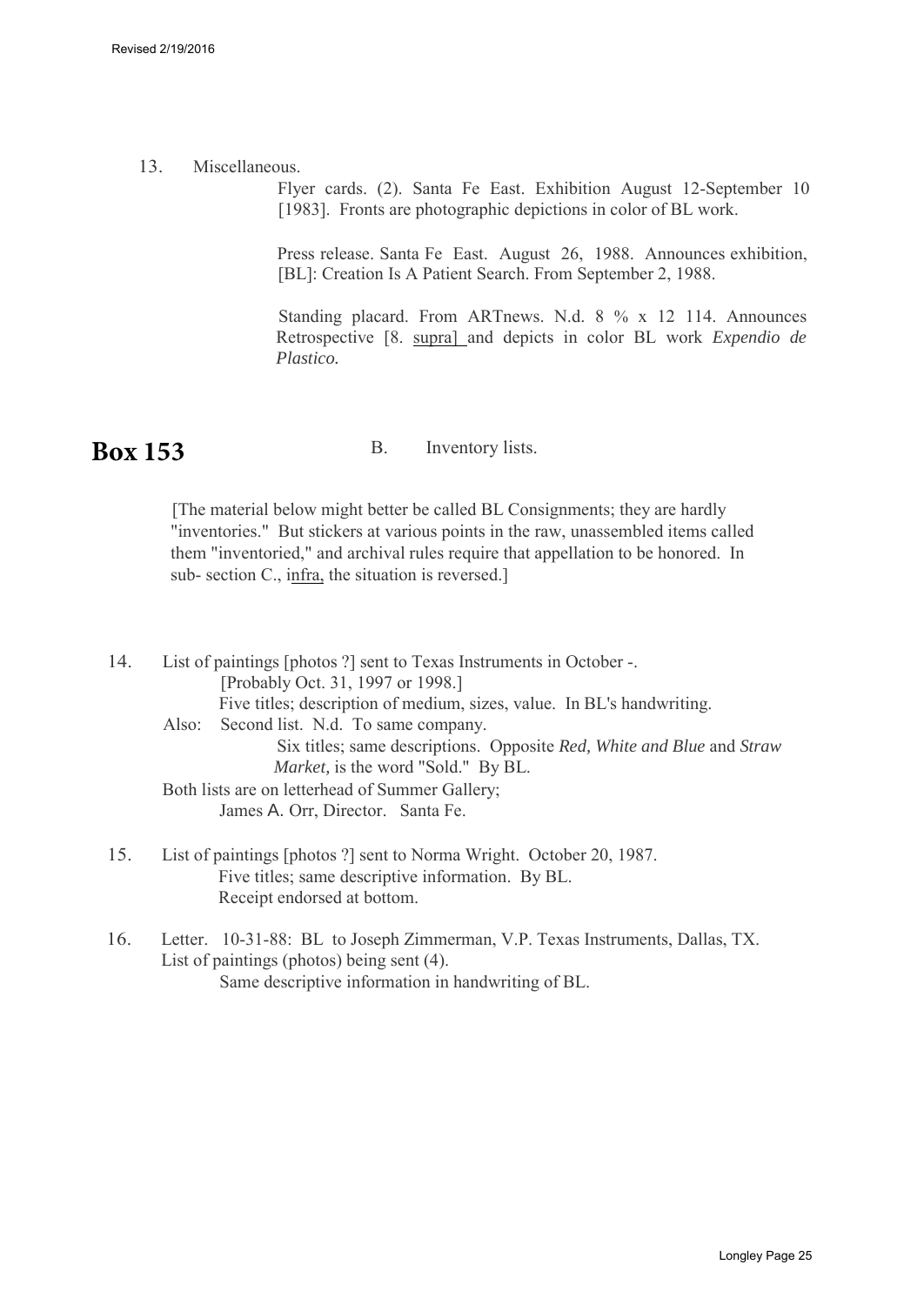13. Miscellaneous.

    Flyer cards. (2). Santa Fe East. Exhibition August 12-September 10 [1983]. Fronts are photographic depictions in color of BL work.

    Press release. Santa Fe East. August 26, 1988. Announces exhibition, [BL]: Creation Is A Patient Search. From September 2, 1988.

    Standing placard. From ARTnews. N.d. 8 % x 12 114. Announces Retrospective [8. supra] and depicts in color BL work *Expendio de Plastico.*

## Box 153

B. Inventory lists.

[The material below might better be called BL Consignments; they are hardly "inventories." But stickers at various points in the raw, unassembled items called them "inventoried," and archival rules require that appellation to be honored. In sub- section C., infra, the situation is reversed.]

14. List of paintings [photos ?] sent to Texas Instruments in October -.
    [Probably Oct. 31, 1997 or 1998.]
    Five titles; description of medium, sizes, value. In BL's handwriting.

    Also: Second list. N.d. To same company.
    Six titles; same descriptions. Opposite *Red, White and Blue* and *Straw Market,* is the word "Sold." By BL.

    Both lists are on letterhead of Summer Gallery;
    James A. Orr, Director. Santa Fe.

15. List of paintings [photos ?] sent to Norma Wright. October 20, 1987.
    Five titles; same descriptive information. By BL.
    Receipt endorsed at bottom.

16. Letter. 10-31-88: BL to Joseph Zimmerman, V.P. Texas Instruments, Dallas, TX.
    List of paintings (photos) being sent (4).
    Same descriptive information in handwriting of BL.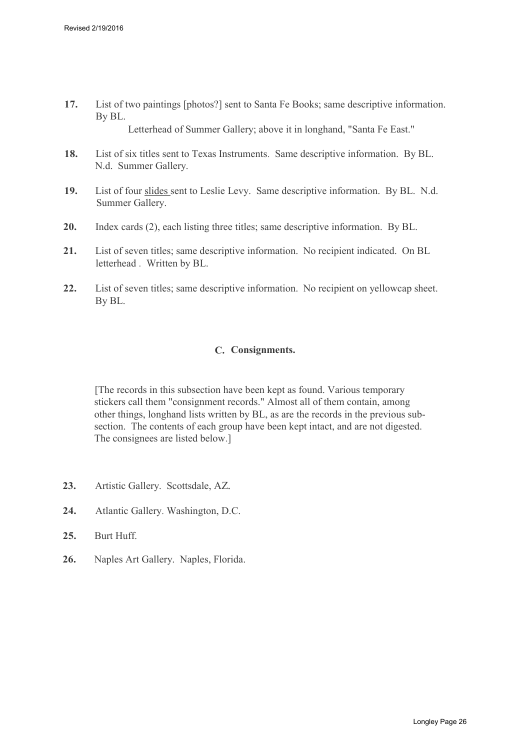**17.** List of two paintings [photos?] sent to Santa Fe Books; same descriptive information. By BL.

Letterhead of Summer Gallery; above it in longhand, "Santa Fe East."

**18.** List of six titles sent to Texas Instruments. Same descriptive information. By BL. N.d. Summer Gallery.

**19.** List of four slides sent to Leslie Levy. Same descriptive information. By BL. N.d. Summer Gallery.

**20.** Index cards (2), each listing three titles; same descriptive information. By BL.

**21.** List of seven titles; same descriptive information. No recipient indicated. On BL letterhead . Written by BL.

**22.** List of seven titles; same descriptive information. No recipient on yellowcap sheet. By BL.

## C. Consignments.

[The records in this subsection have been kept as found. Various temporary stickers call them "consignment records." Almost all of them contain, among other things, longhand lists written by BL, as are the records in the previous sub-section. The contents of each group have been kept intact, and are not digested. The consignees are listed below.]

**23.** Artistic Gallery. Scottsdale, AZ.

**24.** Atlantic Gallery. Washington, D.C.

**25.** Burt Huff.

**26.** Naples Art Gallery. Naples, Florida.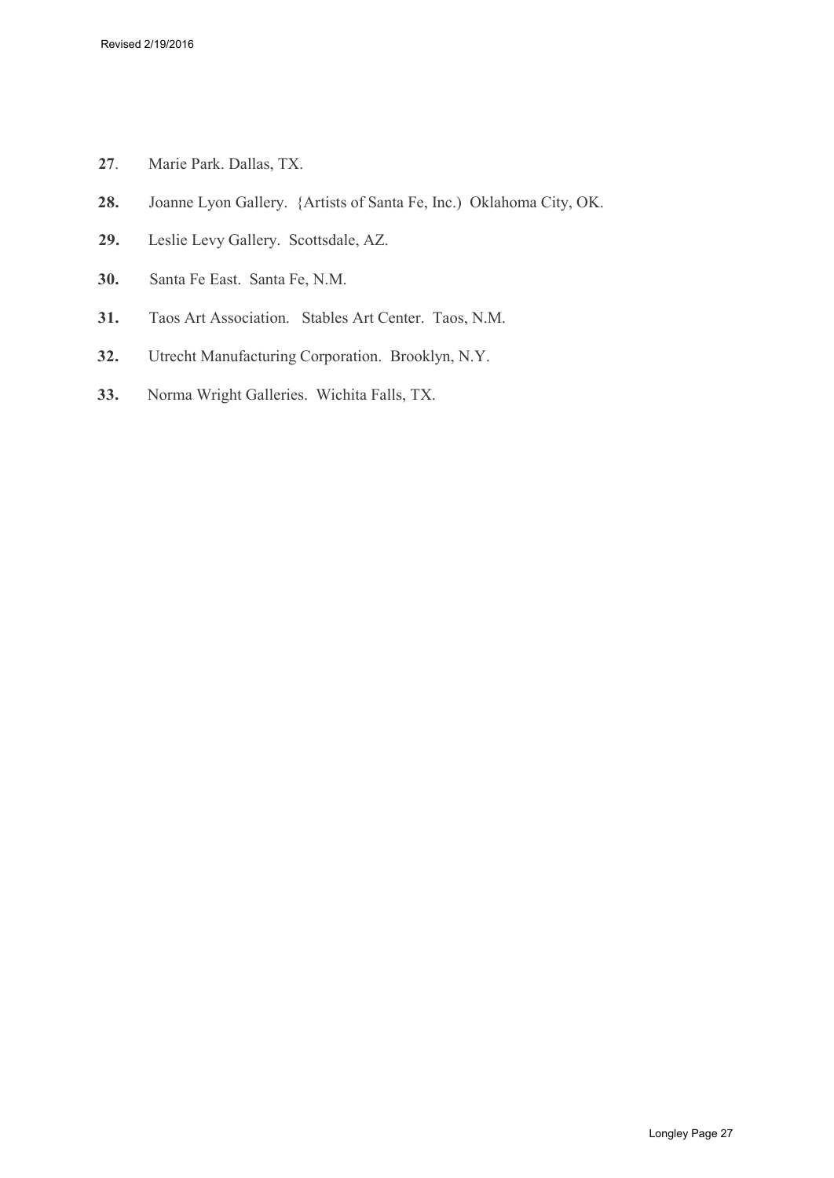**27**. Marie Park. Dallas, TX.

**28.** Joanne Lyon Gallery. {Artists of Santa Fe, Inc.) Oklahoma City, OK.

**29.** Leslie Levy Gallery. Scottsdale, AZ.

**30.** Santa Fe East. Santa Fe, N.M.

**31.** Taos Art Association. Stables Art Center. Taos, N.M.

**32.** Utrecht Manufacturing Corporation. Brooklyn, N.Y.

**33.** Norma Wright Galleries. Wichita Falls, TX.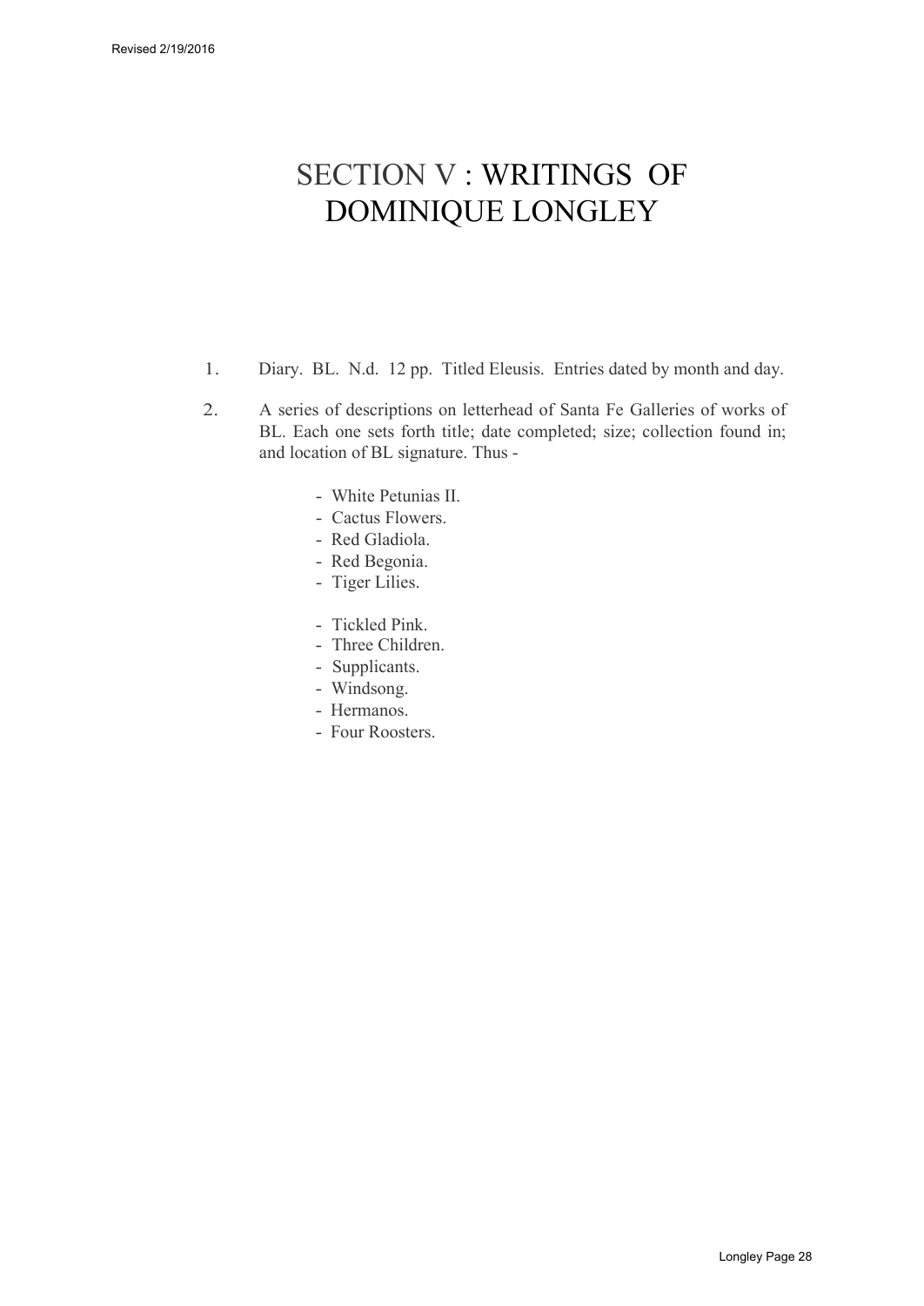# SECTION V : WRITINGS OF DOMINIQUE LONGLEY

1. Diary. BL. N.d. 12 pp. Titled Eleusis. Entries dated by month and day.

2. A series of descriptions on letterhead of Santa Fe Galleries of works of BL. Each one sets forth title; date completed; size; collection found in; and location of BL signature. Thus -

    - White Petunias II.
    - Cactus Flowers.
    - Red Gladiola.
    - Red Begonia.
    - Tiger Lilies.

    - Tickled Pink.
    - Three Children.
    - Supplicants.
    - Windsong.
    - Hermanos.
    - Four Roosters.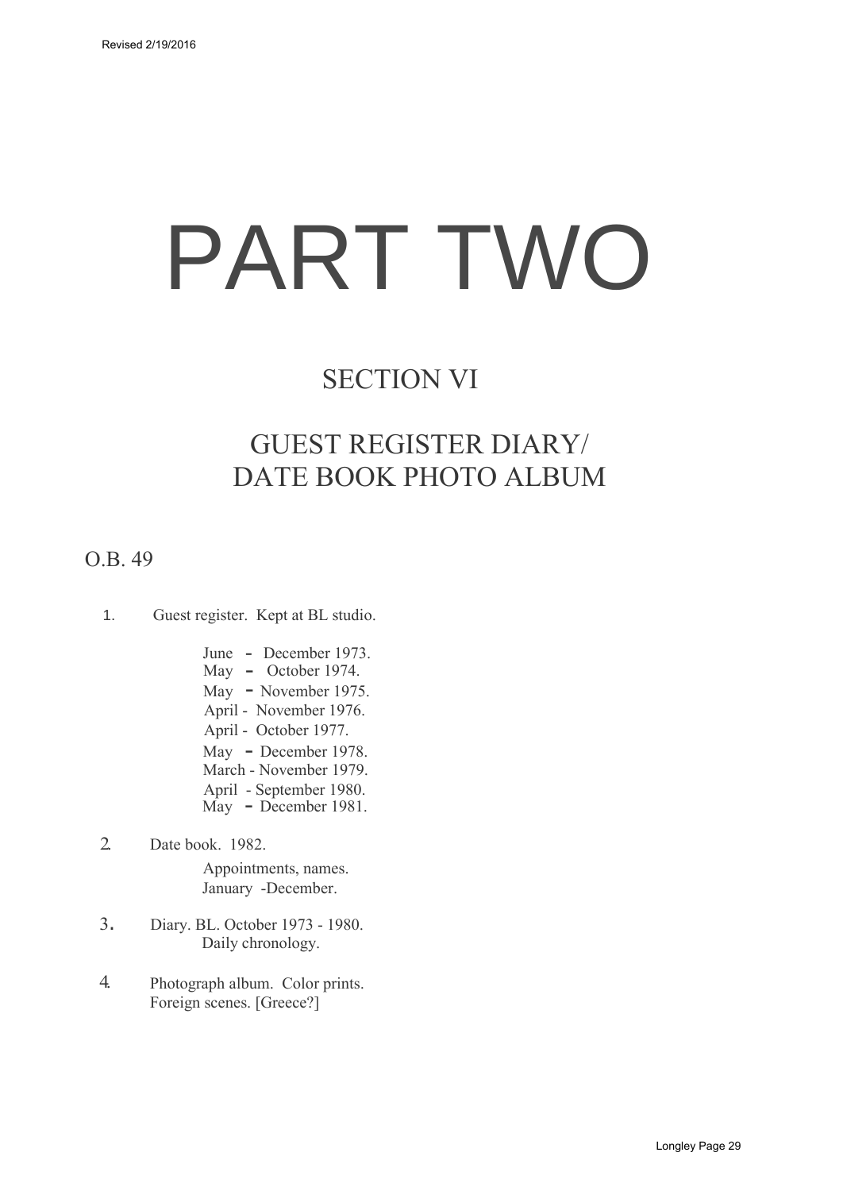# PART TWO

## SECTION VI

## GUEST REGISTER DIARY/ DATE BOOK PHOTO ALBUM

### O.B. 49

1. Guest register. Kept at BL studio.

   June - December 1973.
   May - October 1974.
   May - November 1975.
   April - November 1976.
   April - October 1977.
   May - December 1978.
   March - November 1979.
   April - September 1980.
   May - December 1981.

2. Date book. 1982.

   Appointments, names.
   January -December.

3. Diary. BL. October 1973 - 1980.
   Daily chronology.

4. Photograph album. Color prints.
   Foreign scenes. [Greece?]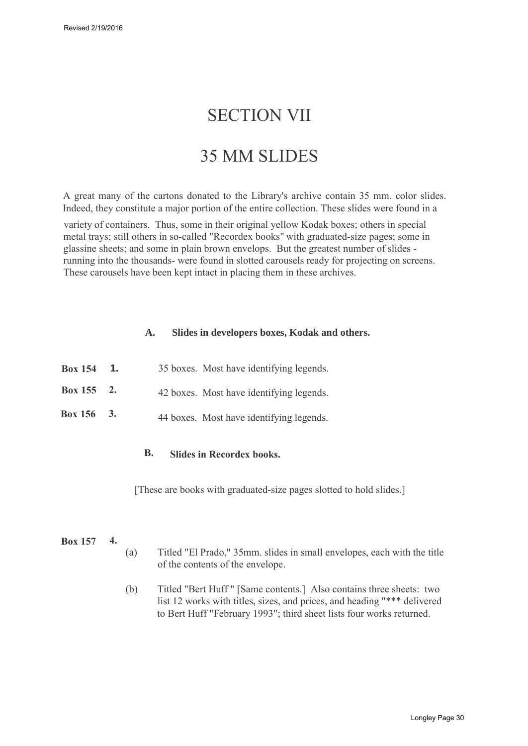# SECTION VII

# 35 MM SLIDES

A great many of the cartons donated to the Library's archive contain 35 mm. color slides. Indeed, they constitute a major portion of the entire collection. These slides were found in a variety of containers. Thus, some in their original yellow Kodak boxes; others in special metal trays; still others in so-called "Recordex books" with graduated-size pages; some in glassine sheets; and some in plain brown envelops. But the greatest number of slides - running into the thousands- were found in slotted carousels ready for projecting on screens. These carousels have been kept intact in placing them in these archives.

### A. Slides in developers boxes, Kodak and others.

**Box 154** **1.** 35 boxes. Most have identifying legends.

**Box 155** **2.** 42 boxes. Most have identifying legends.

**Box 156** **3.** 44 boxes. Most have identifying legends.

### B. Slides in Recordex books.

[These are books with graduated-size pages slotted to hold slides.]

**Box 157** **4.**

(a) Titled "El Prado," 35mm. slides in small envelopes, each with the title of the contents of the envelope.

(b) Titled "Bert Huff " [Same contents.] Also contains three sheets: two list 12 works with titles, sizes, and prices, and heading "*** delivered to Bert Huff "February 1993"; third sheet lists four works returned.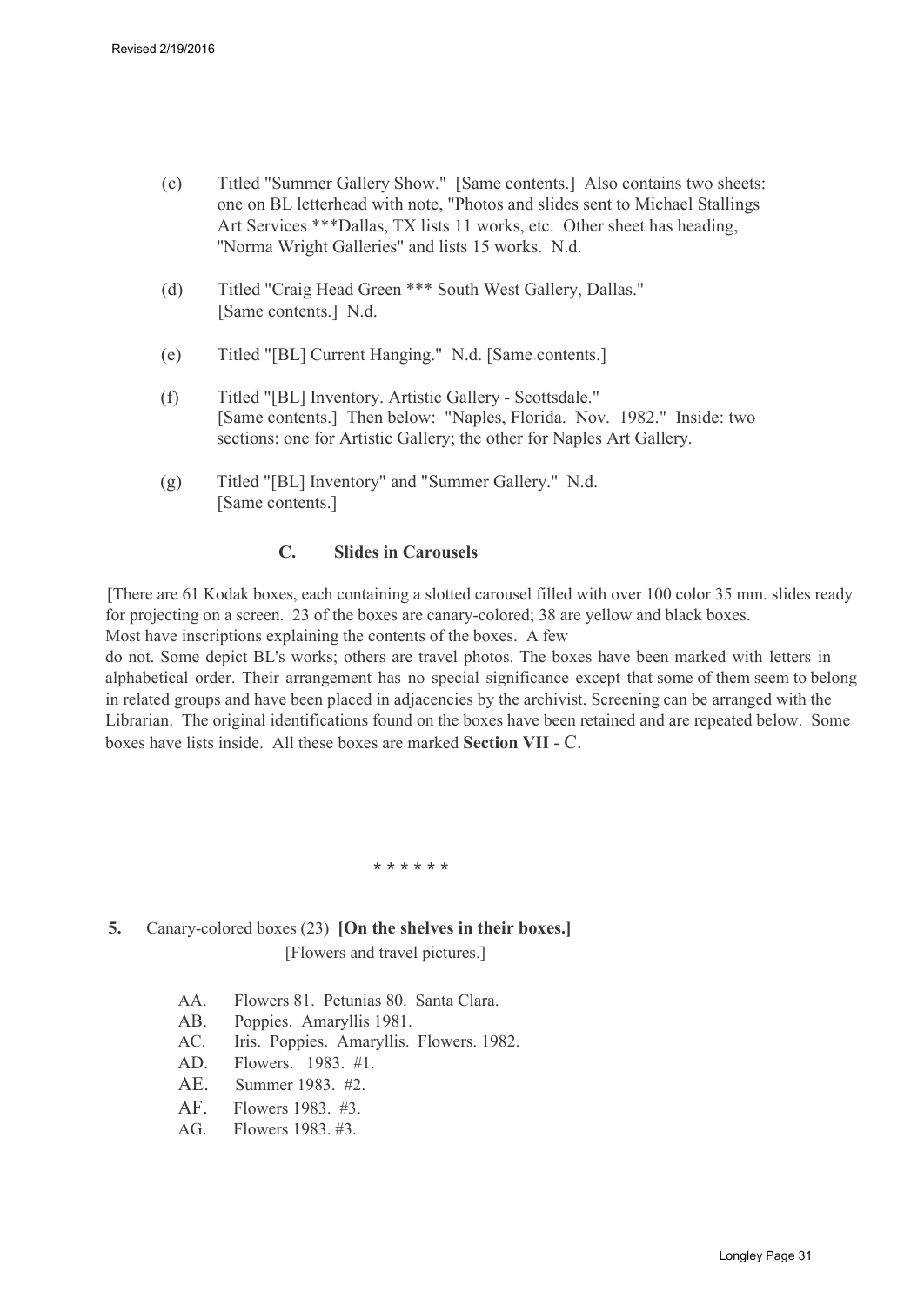(c) Titled "Summer Gallery Show." [Same contents.] Also contains two sheets: one on BL letterhead with note, "Photos and slides sent to Michael Stallings Art Services ***Dallas, TX lists 11 works, etc. Other sheet has heading, "Norma Wright Galleries" and lists 15 works. N.d.

(d) Titled "Craig Head Green *** South West Gallery, Dallas." [Same contents.] N.d.

(e) Titled "[BL] Current Hanging." N.d. [Same contents.]

(f) Titled "[BL] Inventory. Artistic Gallery - Scottsdale." [Same contents.] Then below: "Naples, Florida. Nov. 1982." Inside: two sections: one for Artistic Gallery; the other for Naples Art Gallery.

(g) Titled "[BL] Inventory" and "Summer Gallery." N.d. [Same contents.]

### C. Slides in Carousels

[There are 61 Kodak boxes, each containing a slotted carousel filled with over 100 color 35 mm. slides ready for projecting on a screen. 23 of the boxes are canary-colored; 38 are yellow and black boxes. Most have inscriptions explaining the contents of the boxes. A few do not. Some depict BL's works; others are travel photos. The boxes have been marked with letters in alphabetical order. Their arrangement has no special significance except that some of them seem to belong in related groups and have been placed in adjacencies by the archivist. Screening can be arranged with the Librarian. The original identifications found on the boxes have been retained and are repeated below. Some boxes have lists inside. All these boxes are marked **Section VII** - C.

\* \* \* \* \* \*

**5.** Canary-colored boxes (23) **[On the shelves in their boxes.]**
[Flowers and travel pictures.]

AA. Flowers 81. Petunias 80. Santa Clara.
AB. Poppies. Amaryllis 1981.
AC. Iris. Poppies. Amaryllis. Flowers. 1982.
AD. Flowers. 1983. #1.
AE. Summer 1983. #2.
AF. Flowers 1983. #3.
AG. Flowers 1983. #3.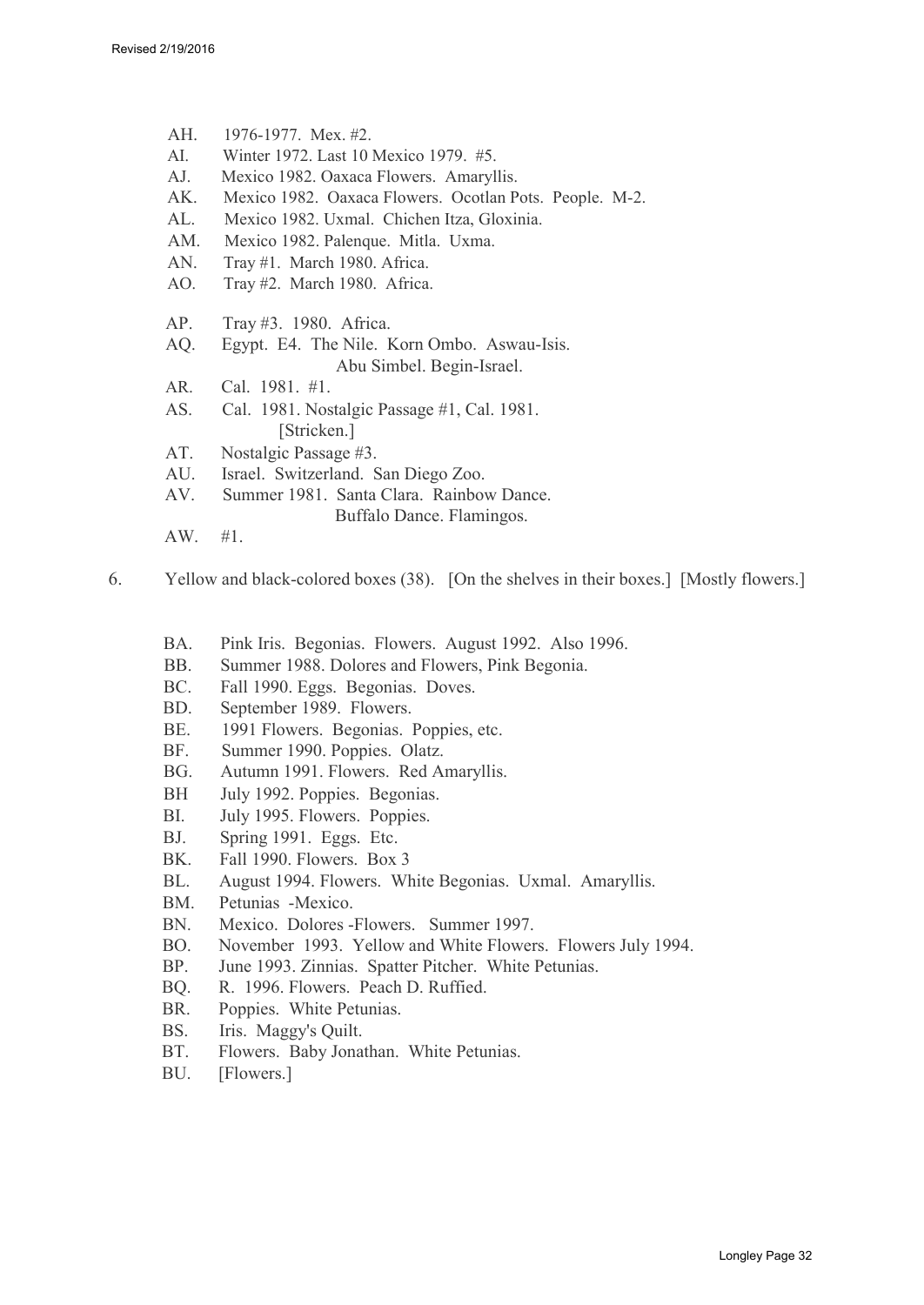- AH. 1976-1977. Mex. #2.
- AI. Winter 1972. Last 10 Mexico 1979. #5.
- AJ. Mexico 1982. Oaxaca Flowers. Amaryllis.
- AK. Mexico 1982. Oaxaca Flowers. Ocotlan Pots. People. M-2.
- AL. Mexico 1982. Uxmal. Chichen Itza, Gloxinia.
- AM. Mexico 1982. Palenque. Mitla. Uxma.
- AN. Tray #1. March 1980. Africa.
- AO. Tray #2. March 1980. Africa.
- AP. Tray #3. 1980. Africa.
- AQ. Egypt. E4. The Nile. Korn Ombo. Aswau-Isis. Abu Simbel. Begin-Israel.
- AR. Cal. 1981. #1.
- AS. Cal. 1981. Nostalgic Passage #1, Cal. 1981. [Stricken.]
- AT. Nostalgic Passage #3.
- AU. Israel. Switzerland. San Diego Zoo.
- AV. Summer 1981. Santa Clara. Rainbow Dance. Buffalo Dance. Flamingos.
- AW. #1.

6. Yellow and black-colored boxes (38). [On the shelves in their boxes.] [Mostly flowers.]

- BA. Pink Iris. Begonias. Flowers. August 1992. Also 1996.
- BB. Summer 1988. Dolores and Flowers, Pink Begonia.
- BC. Fall 1990. Eggs. Begonias. Doves.
- BD. September 1989. Flowers.
- BE. 1991 Flowers. Begonias. Poppies, etc.
- BF. Summer 1990. Poppies. Olatz.
- BG. Autumn 1991. Flowers. Red Amaryllis.
- BH July 1992. Poppies. Begonias.
- BI. July 1995. Flowers. Poppies.
- BJ. Spring 1991. Eggs. Etc.
- BK. Fall 1990. Flowers. Box 3
- BL. August 1994. Flowers. White Begonias. Uxmal. Amaryllis.
- BM. Petunias -Mexico.
- BN. Mexico. Dolores -Flowers. Summer 1997.
- BO. November 1993. Yellow and White Flowers. Flowers July 1994.
- BP. June 1993. Zinnias. Spatter Pitcher. White Petunias.
- BQ. R. 1996. Flowers. Peach D. Ruffied.
- BR. Poppies. White Petunias.
- BS. Iris. Maggy's Quilt.
- BT. Flowers. Baby Jonathan. White Petunias.
- BU. [Flowers.]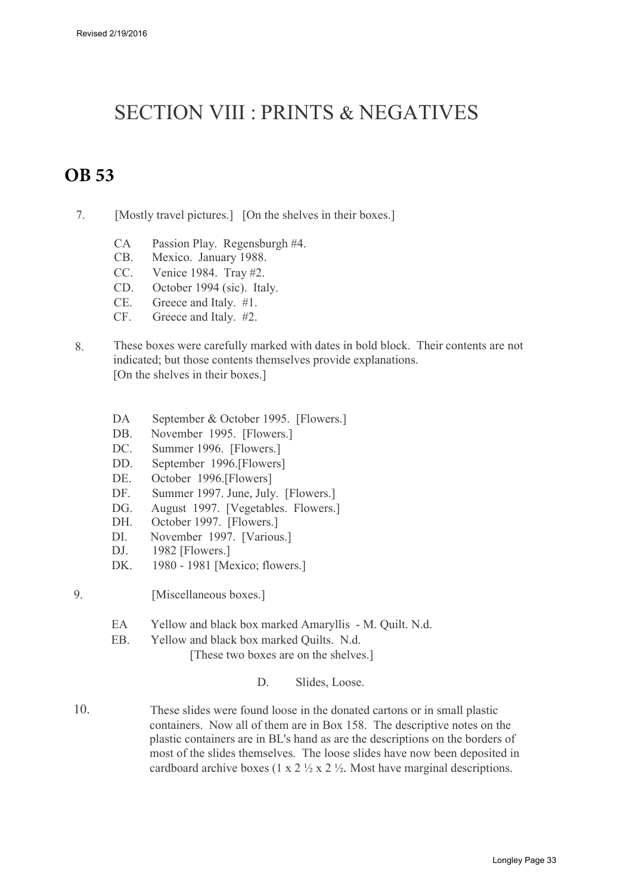# SECTION VIII : PRINTS & NEGATIVES

## OB 53

7. [Mostly travel pictures.] [On the shelves in their boxes.]

   CA Passion Play. Regensburgh #4.
   CB. Mexico. January 1988.
   CC. Venice 1984. Tray #2.
   CD. October 1994 (sic). Italy.
   CE. Greece and Italy. #1.
   CF. Greece and Italy. #2.

8. These boxes were carefully marked with dates in bold block. Their contents are not indicated; but those contents themselves provide explanations.
   [On the shelves in their boxes.]

   DA September & October 1995. [Flowers.]
   DB. November 1995. [Flowers.]
   DC. Summer 1996. [Flowers.]
   DD. September 1996.[Flowers]
   DE. October 1996.[Flowers]
   DF. Summer 1997. June, July. [Flowers.]
   DG. August 1997. [Vegetables. Flowers.]
   DH. October 1997. [Flowers.]
   DI. November 1997. [Various.]
   DJ. 1982 [Flowers.]
   DK. 1980 - 1981 [Mexico; flowers.]

9. [Miscellaneous boxes.]

   EA Yellow and black box marked Amaryllis - M. Quilt. N.d.
   EB. Yellow and black box marked Quilts. N.d.
   [These two boxes are on the shelves.]

D. Slides, Loose.

10. These slides were found loose in the donated cartons or in small plastic containers. Now all of them are in Box 158. The descriptive notes on the plastic containers are in BL's hand as are the descriptions on the borders of most of the slides themselves. The loose slides have now been deposited in cardboard archive boxes (1 x 2 ½ x 2 ½. Most have marginal descriptions.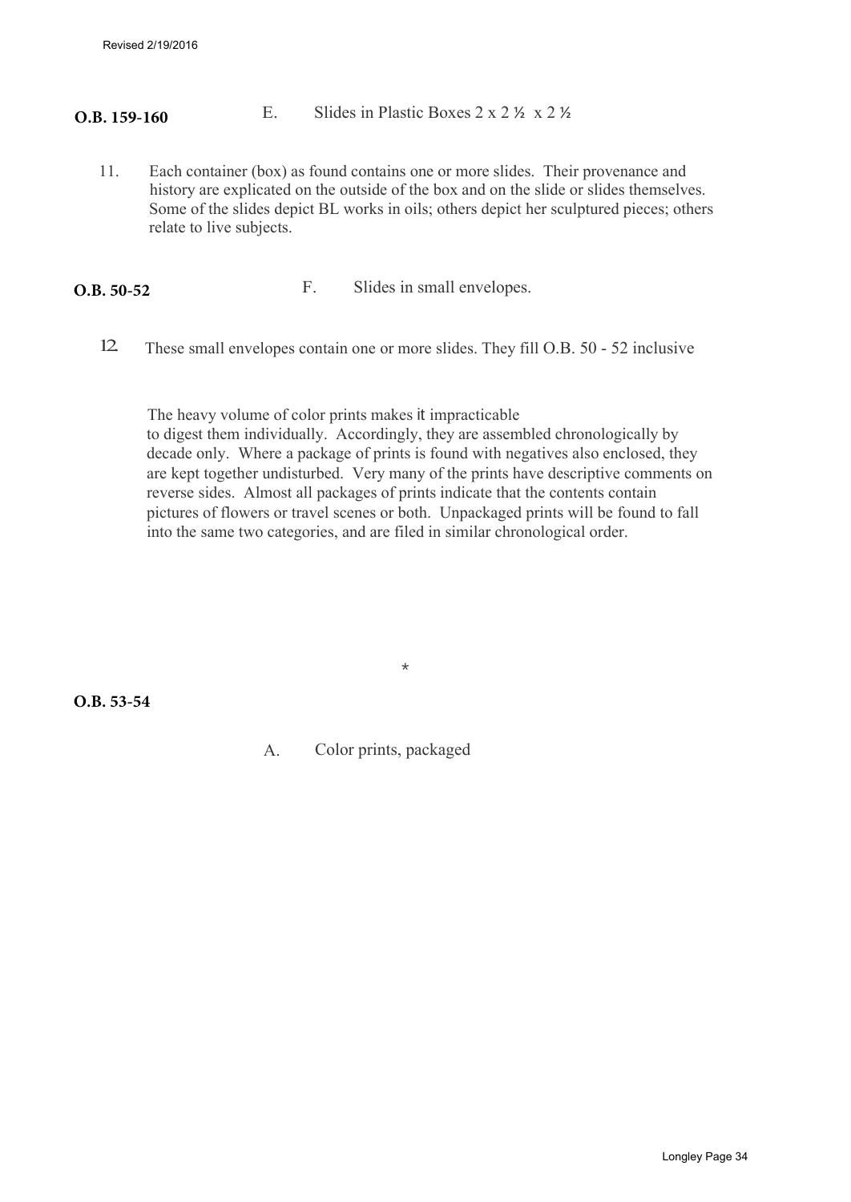**O.B. 159-160** E. Slides in Plastic Boxes 2 x 2 ½ x 2 ½

11. Each container (box) as found contains one or more slides. Their provenance and history are explicated on the outside of the box and on the slide or slides themselves. Some of the slides depict BL works in oils; others depict her sculptured pieces; others relate to live subjects.

**O.B. 50-52** F. Slides in small envelopes.

12. These small envelopes contain one or more slides. They fill O.B. 50 - 52 inclusive

The heavy volume of color prints makes it impracticable to digest them individually. Accordingly, they are assembled chronologically by decade only. Where a package of prints is found with negatives also enclosed, they are kept together undisturbed. Very many of the prints have descriptive comments on reverse sides. Almost all packages of prints indicate that the contents contain pictures of flowers or travel scenes or both. Unpackaged prints will be found to fall into the same two categories, and are filed in similar chronological order.

*

**O.B. 53-54**

A. Color prints, packaged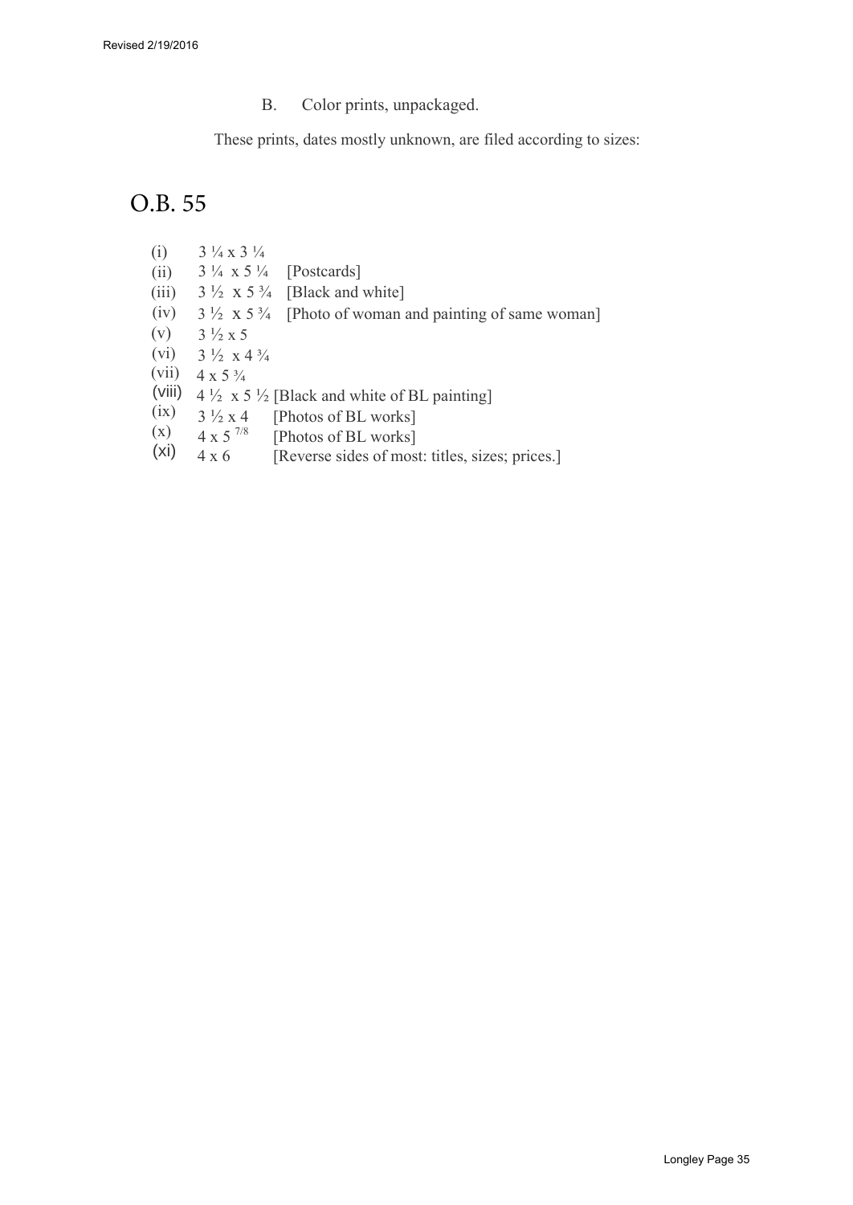B. Color prints, unpackaged.

These prints, dates mostly unknown, are filed according to sizes:

# O.B. 55

(i) 3 ¼ x 3 ¼

(ii) 3 ¼ x 5 ¼ [Postcards]

(iii) 3 ½ x 5 ¾ [Black and white]

(iv) 3 ½ x 5 ¾ [Photo of woman and painting of same woman]

(v) 3 ½ x 5

(vi) 3 ½ x 4 ¾

(vii) 4 x 5 ¾

(viii) 4 ½ x 5 ½ [Black and white of BL painting]

(ix) 3 ½ x 4 [Photos of BL works]

(x) 4 x 5 7/8 [Photos of BL works]

(xi) 4 x 6 [Reverse sides of most: titles, sizes; prices.]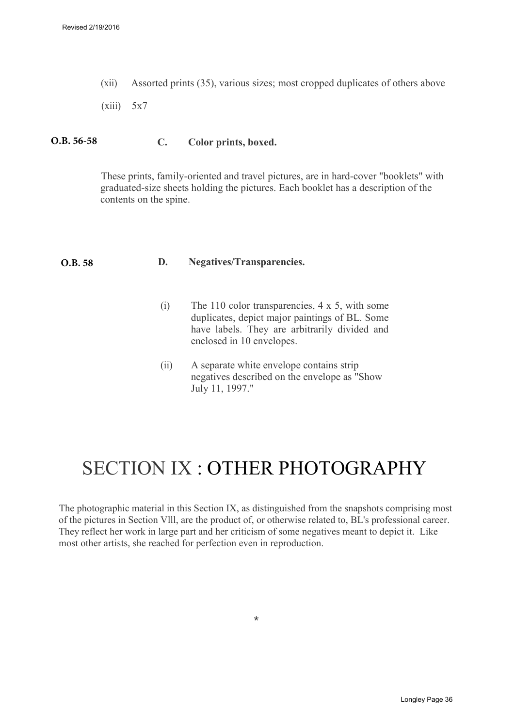(xii) Assorted prints (35), various sizes; most cropped duplicates of others above

(xiii) 5x7

**O.B. 56-58** **C. Color prints, boxed.**

These prints, family-oriented and travel pictures, are in hard-cover "booklets" with graduated-size sheets holding the pictures. Each booklet has a description of the contents on the spine.

**O.B. 58** **D. Negatives/Transparencies.**

(i) The 110 color transparencies, 4 x 5, with some duplicates, depict major paintings of BL. Some have labels. They are arbitrarily divided and enclosed in 10 envelopes.

(ii) A separate white envelope contains strip negatives described on the envelope as "Show July 11, 1997."

# SECTION IX : OTHER PHOTOGRAPHY

The photographic material in this Section IX, as distinguished from the snapshots comprising most of the pictures in Section Vlll, are the product of, or otherwise related to, BL's professional career. They reflect her work in large part and her criticism of some negatives meant to depict it. Like most other artists, she reached for perfection even in reproduction.

*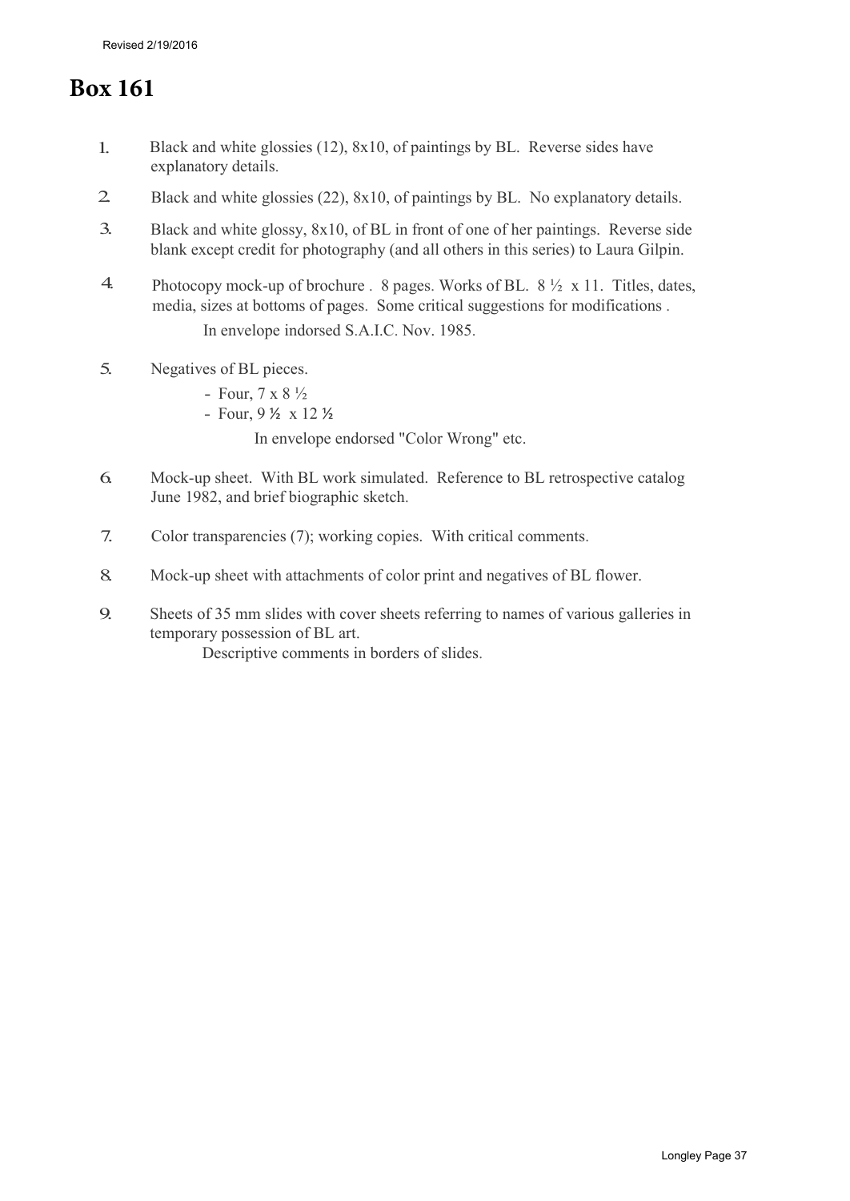# Box 161

1. Black and white glossies (12), 8x10, of paintings by BL. Reverse sides have explanatory details.
2. Black and white glossies (22), 8x10, of paintings by BL. No explanatory details.
3. Black and white glossy, 8x10, of BL in front of one of her paintings. Reverse side blank except credit for photography (and all others in this series) to Laura Gilpin.
4. Photocopy mock-up of brochure . 8 pages. Works of BL. 8 ½ x 11. Titles, dates, media, sizes at bottoms of pages. Some critical suggestions for modifications .

   In envelope indorsed S.A.I.C. Nov. 1985.
5. Negatives of BL pieces.
   - Four, 7 x 8 ½
   - Four, 9 ½ x 12 ½

   In envelope endorsed "Color Wrong" etc.
6. Mock-up sheet. With BL work simulated. Reference to BL retrospective catalog June 1982, and brief biographic sketch.
7. Color transparencies (7); working copies. With critical comments.
8. Mock-up sheet with attachments of color print and negatives of BL flower.
9. Sheets of 35 mm slides with cover sheets referring to names of various galleries in temporary possession of BL art.

   Descriptive comments in borders of slides.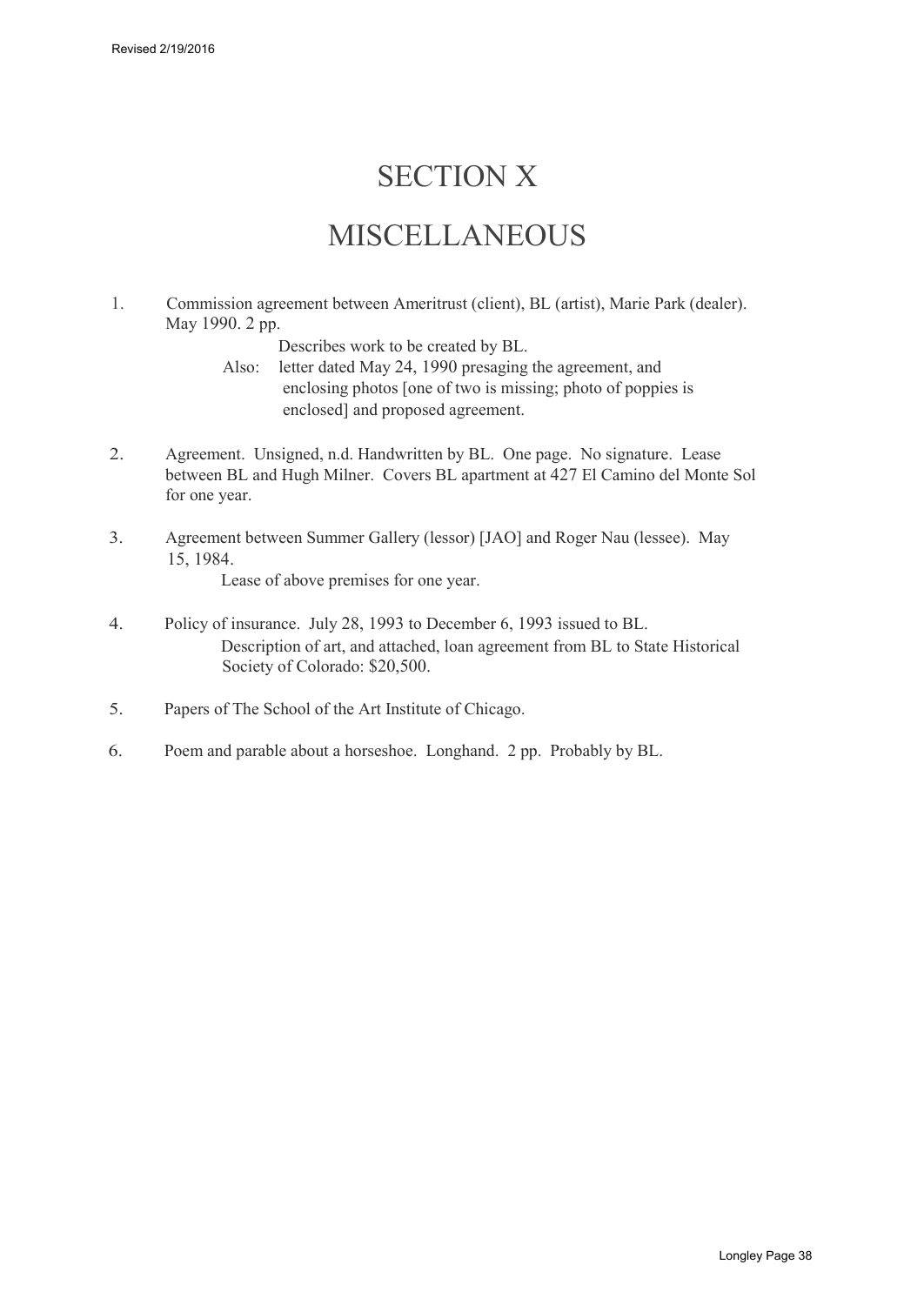# SECTION X

# MISCELLANEOUS

1. Commission agreement between Ameritrust (client), BL (artist), Marie Park (dealer). May 1990. 2 pp.

   Describes work to be created by BL.

   Also: letter dated May 24, 1990 presaging the agreement, and enclosing photos [one of two is missing; photo of poppies is enclosed] and proposed agreement.

2. Agreement. Unsigned, n.d. Handwritten by BL. One page. No signature. Lease between BL and Hugh Milner. Covers BL apartment at 427 El Camino del Monte Sol for one year.

3. Agreement between Summer Gallery (lessor) [JAO] and Roger Nau (lessee). May 15, 1984.

   Lease of above premises for one year.

4. Policy of insurance. July 28, 1993 to December 6, 1993 issued to BL.

   Description of art, and attached, loan agreement from BL to State Historical Society of Colorado: $20,500.

5. Papers of The School of the Art Institute of Chicago.

6. Poem and parable about a horseshoe. Longhand. 2 pp. Probably by BL.